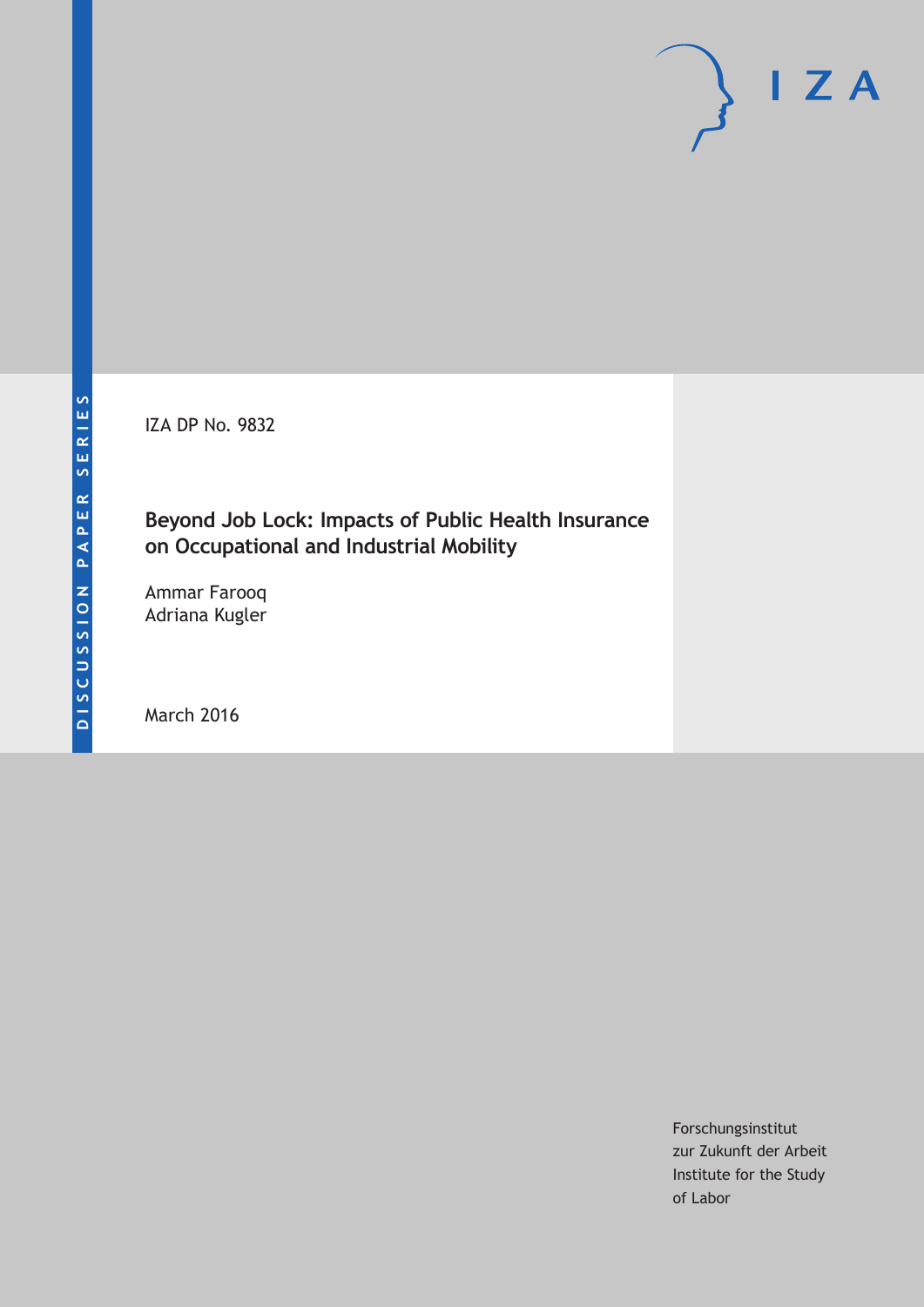DISCUSSION PAPER SERIES

IZA

IZA DP No. 9832

# Beyond Job Lock: Impacts of Public Health Insurance on Occupational and Industrial Mobility

Ammar Farooq
Adriana Kugler

March 2016

Forschungsinstitut
zur Zukunft der Arbeit
Institute for the Study
of Labor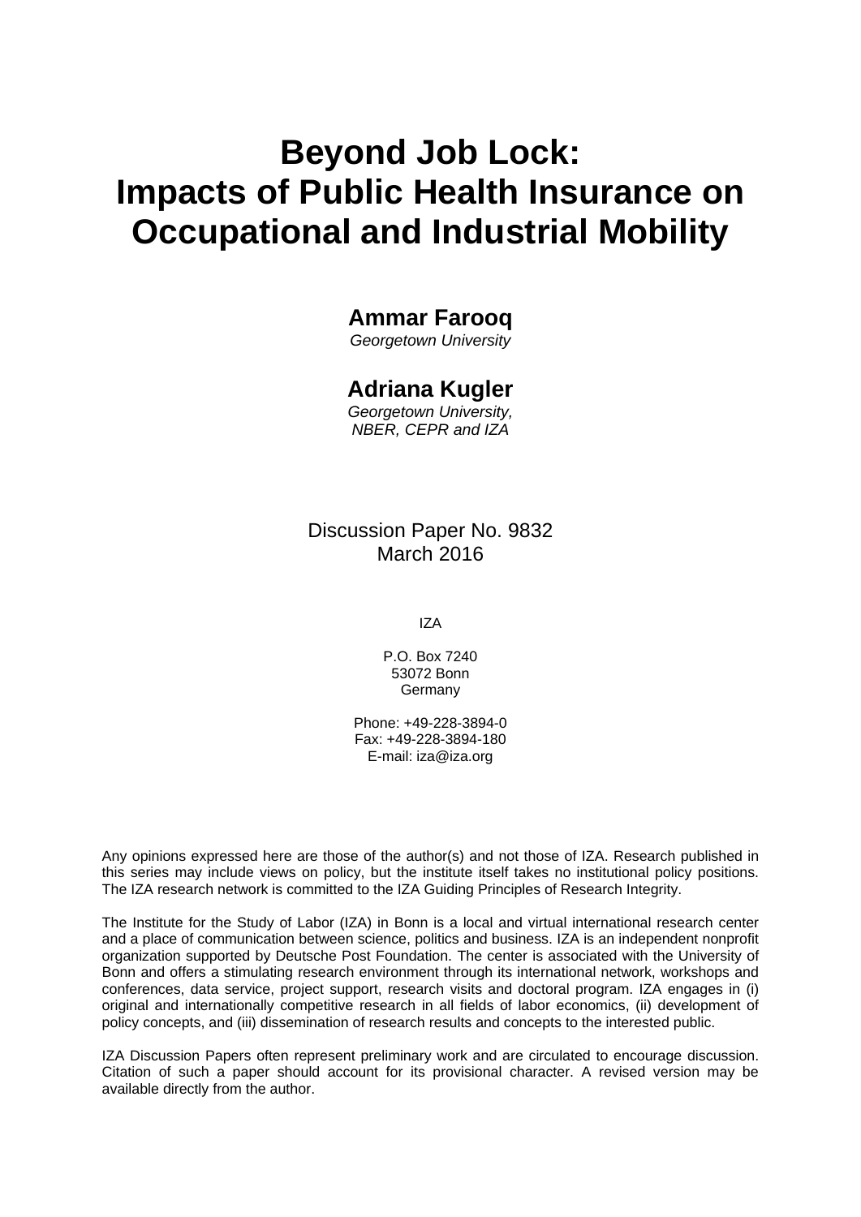# Beyond Job Lock: Impacts of Public Health Insurance on Occupational and Industrial Mobility

**Ammar Farooq**

*Georgetown University*

**Adriana Kugler**

*Georgetown University, NBER, CEPR and IZA*

Discussion Paper No. 9832
March 2016

IZA

P.O. Box 7240
53072 Bonn
Germany

Phone: +49-228-3894-0
Fax: +49-228-3894-180
E-mail: iza@iza.org

Any opinions expressed here are those of the author(s) and not those of IZA. Research published in this series may include views on policy, but the institute itself takes no institutional policy positions. The IZA research network is committed to the IZA Guiding Principles of Research Integrity.

The Institute for the Study of Labor (IZA) in Bonn is a local and virtual international research center and a place of communication between science, politics and business. IZA is an independent nonprofit organization supported by Deutsche Post Foundation. The center is associated with the University of Bonn and offers a stimulating research environment through its international network, workshops and conferences, data service, project support, research visits and doctoral program. IZA engages in (i) original and internationally competitive research in all fields of labor economics, (ii) development of policy concepts, and (iii) dissemination of research results and concepts to the interested public.

IZA Discussion Papers often represent preliminary work and are circulated to encourage discussion. Citation of such a paper should account for its provisional character. A revised version may be available directly from the author.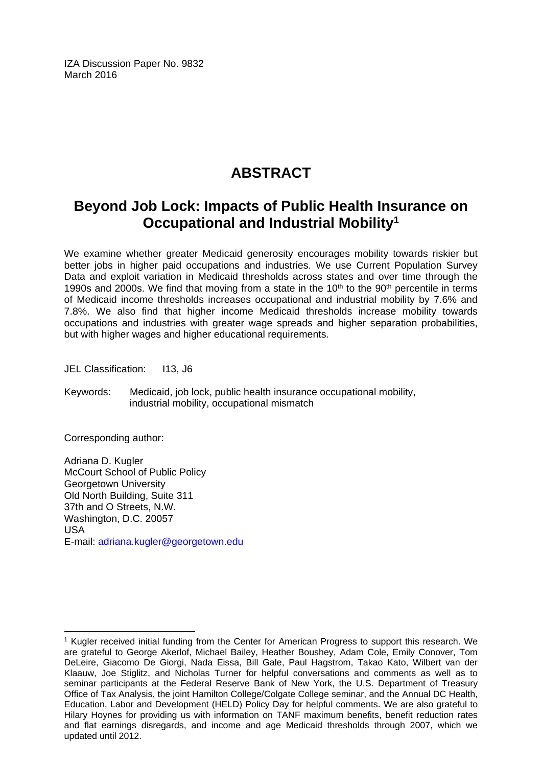IZA Discussion Paper No. 9832
March 2016

# ABSTRACT

## Beyond Job Lock: Impacts of Public Health Insurance on Occupational and Industrial Mobility[1]

We examine whether greater Medicaid generosity encourages mobility towards riskier but better jobs in higher paid occupations and industries. We use Current Population Survey Data and exploit variation in Medicaid thresholds across states and over time through the 1990s and 2000s. We find that moving from a state in the 10th to the 90th percentile in terms of Medicaid income thresholds increases occupational and industrial mobility by 7.6% and 7.8%. We also find that higher income Medicaid thresholds increase mobility towards occupations and industries with greater wage spreads and higher separation probabilities, but with higher wages and higher educational requirements.

JEL Classification: I13, J6

Keywords: Medicaid, job lock, public health insurance occupational mobility, industrial mobility, occupational mismatch

Corresponding author:

Adriana D. Kugler
McCourt School of Public Policy
Georgetown University
Old North Building, Suite 311
37th and O Streets, N.W.
Washington, D.C. 20057
USA
E-mail: adriana.kugler@georgetown.edu

[1] Kugler received initial funding from the Center for American Progress to support this research. We are grateful to George Akerlof, Michael Bailey, Heather Boushey, Adam Cole, Emily Conover, Tom DeLeire, Giacomo De Giorgi, Nada Eissa, Bill Gale, Paul Hagstrom, Takao Kato, Wilbert van der Klaauw, Joe Stiglitz, and Nicholas Turner for helpful conversations and comments as well as to seminar participants at the Federal Reserve Bank of New York, the U.S. Department of Treasury Office of Tax Analysis, the joint Hamilton College/Colgate College seminar, and the Annual DC Health, Education, Labor and Development (HELD) Policy Day for helpful comments. We are also grateful to Hilary Hoynes for providing us with information on TANF maximum benefits, benefit reduction rates and flat earnings disregards, and income and age Medicaid thresholds through 2007, which we updated until 2012.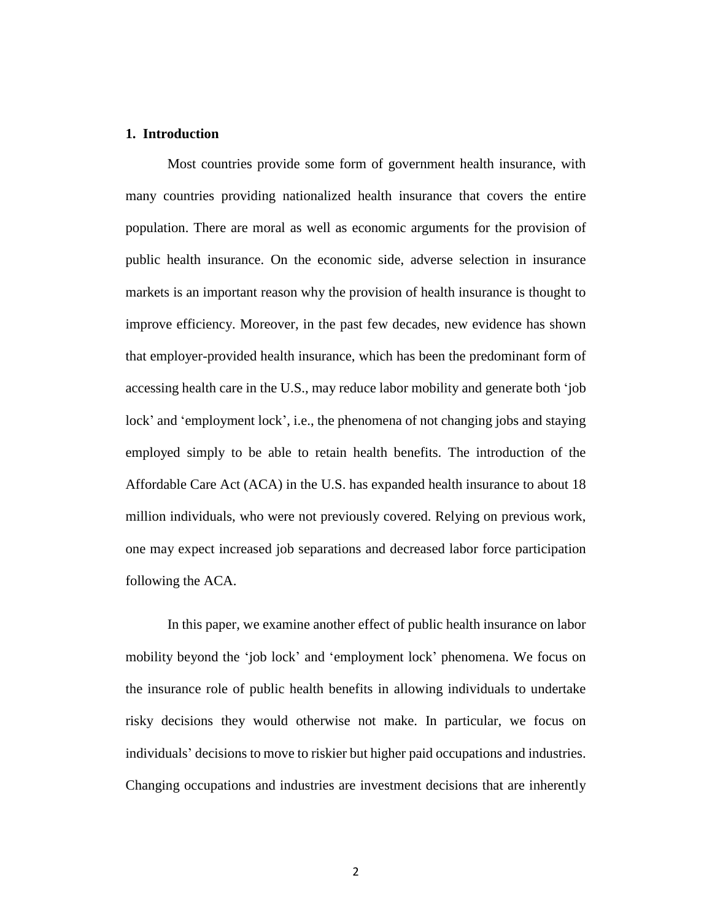## 1. Introduction

Most countries provide some form of government health insurance, with many countries providing nationalized health insurance that covers the entire population. There are moral as well as economic arguments for the provision of public health insurance. On the economic side, adverse selection in insurance markets is an important reason why the provision of health insurance is thought to improve efficiency. Moreover, in the past few decades, new evidence has shown that employer-provided health insurance, which has been the predominant form of accessing health care in the U.S., may reduce labor mobility and generate both 'job lock' and 'employment lock', i.e., the phenomena of not changing jobs and staying employed simply to be able to retain health benefits. The introduction of the Affordable Care Act (ACA) in the U.S. has expanded health insurance to about 18 million individuals, who were not previously covered. Relying on previous work, one may expect increased job separations and decreased labor force participation following the ACA.

In this paper, we examine another effect of public health insurance on labor mobility beyond the 'job lock' and 'employment lock' phenomena. We focus on the insurance role of public health benefits in allowing individuals to undertake risky decisions they would otherwise not make. In particular, we focus on individuals' decisions to move to riskier but higher paid occupations and industries. Changing occupations and industries are investment decisions that are inherently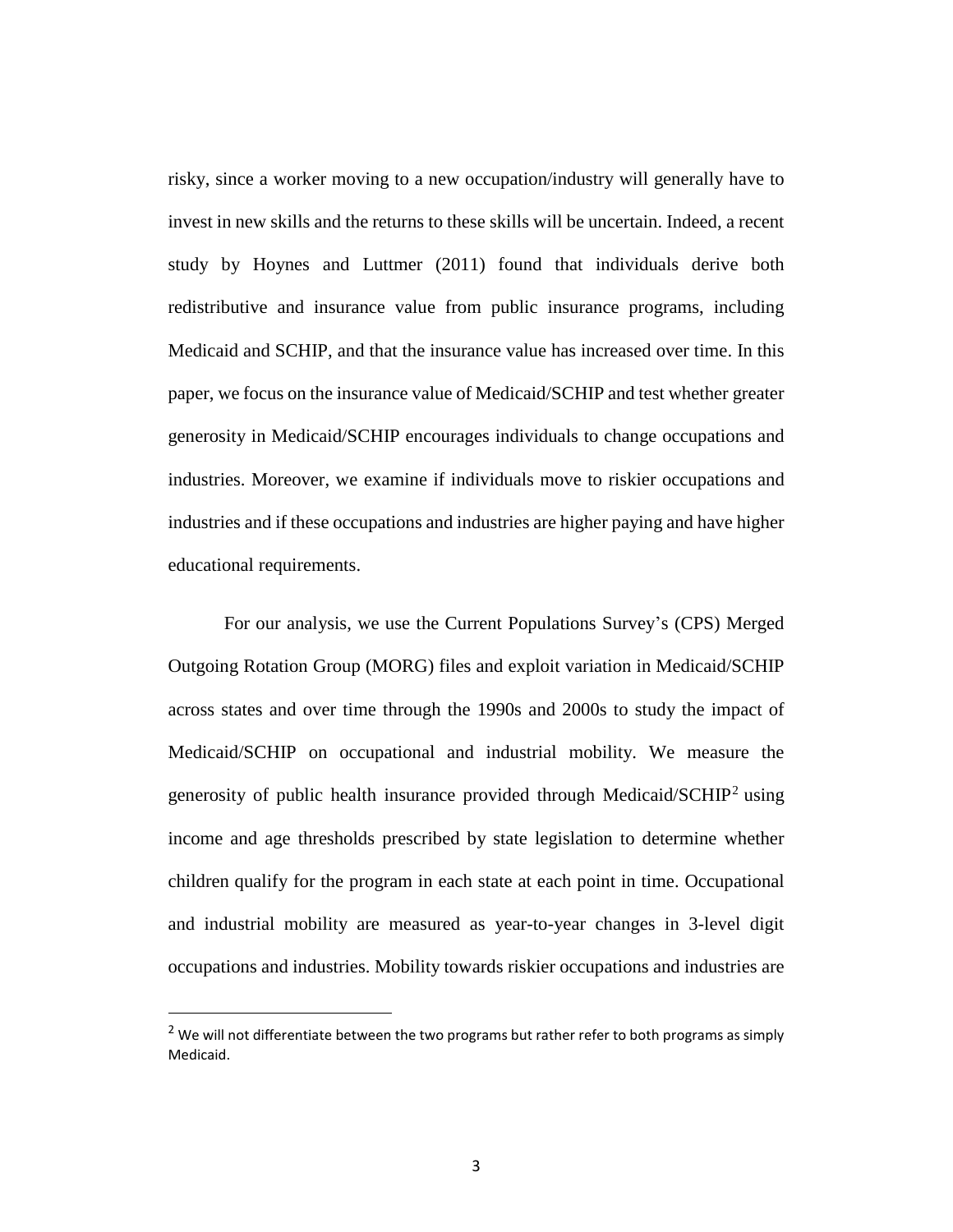risky, since a worker moving to a new occupation/industry will generally have to invest in new skills and the returns to these skills will be uncertain. Indeed, a recent study by Hoynes and Luttmer (2011) found that individuals derive both redistributive and insurance value from public insurance programs, including Medicaid and SCHIP, and that the insurance value has increased over time. In this paper, we focus on the insurance value of Medicaid/SCHIP and test whether greater generosity in Medicaid/SCHIP encourages individuals to change occupations and industries. Moreover, we examine if individuals move to riskier occupations and industries and if these occupations and industries are higher paying and have higher educational requirements.

For our analysis, we use the Current Populations Survey's (CPS) Merged Outgoing Rotation Group (MORG) files and exploit variation in Medicaid/SCHIP across states and over time through the 1990s and 2000s to study the impact of Medicaid/SCHIP on occupational and industrial mobility. We measure the generosity of public health insurance provided through Medicaid/SCHIP[2] using income and age thresholds prescribed by state legislation to determine whether children qualify for the program in each state at each point in time. Occupational and industrial mobility are measured as year-to-year changes in 3-level digit occupations and industries. Mobility towards riskier occupations and industries are

[2] We will not differentiate between the two programs but rather refer to both programs as simply Medicaid.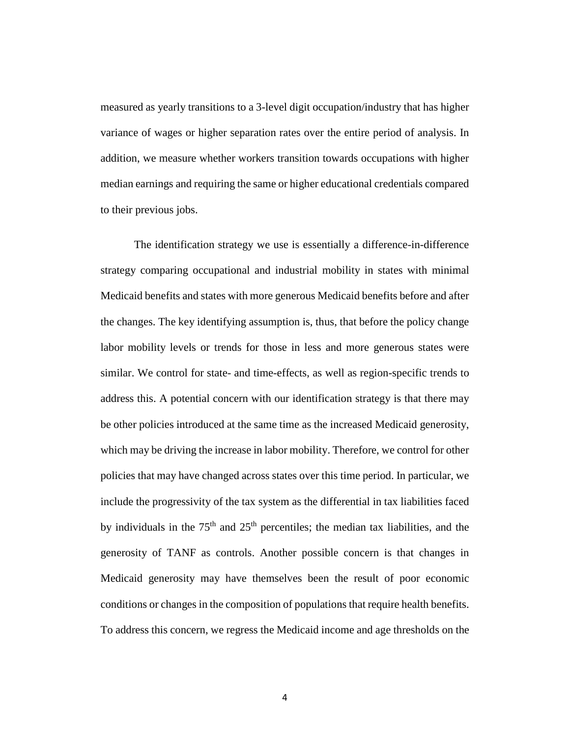measured as yearly transitions to a 3-level digit occupation/industry that has higher variance of wages or higher separation rates over the entire period of analysis. In addition, we measure whether workers transition towards occupations with higher median earnings and requiring the same or higher educational credentials compared to their previous jobs.

The identification strategy we use is essentially a difference-in-difference strategy comparing occupational and industrial mobility in states with minimal Medicaid benefits and states with more generous Medicaid benefits before and after the changes. The key identifying assumption is, thus, that before the policy change labor mobility levels or trends for those in less and more generous states were similar. We control for state- and time-effects, as well as region-specific trends to address this. A potential concern with our identification strategy is that there may be other policies introduced at the same time as the increased Medicaid generosity, which may be driving the increase in labor mobility. Therefore, we control for other policies that may have changed across states over this time period. In particular, we include the progressivity of the tax system as the differential in tax liabilities faced by individuals in the 75th and 25th percentiles; the median tax liabilities, and the generosity of TANF as controls. Another possible concern is that changes in Medicaid generosity may have themselves been the result of poor economic conditions or changes in the composition of populations that require health benefits. To address this concern, we regress the Medicaid income and age thresholds on the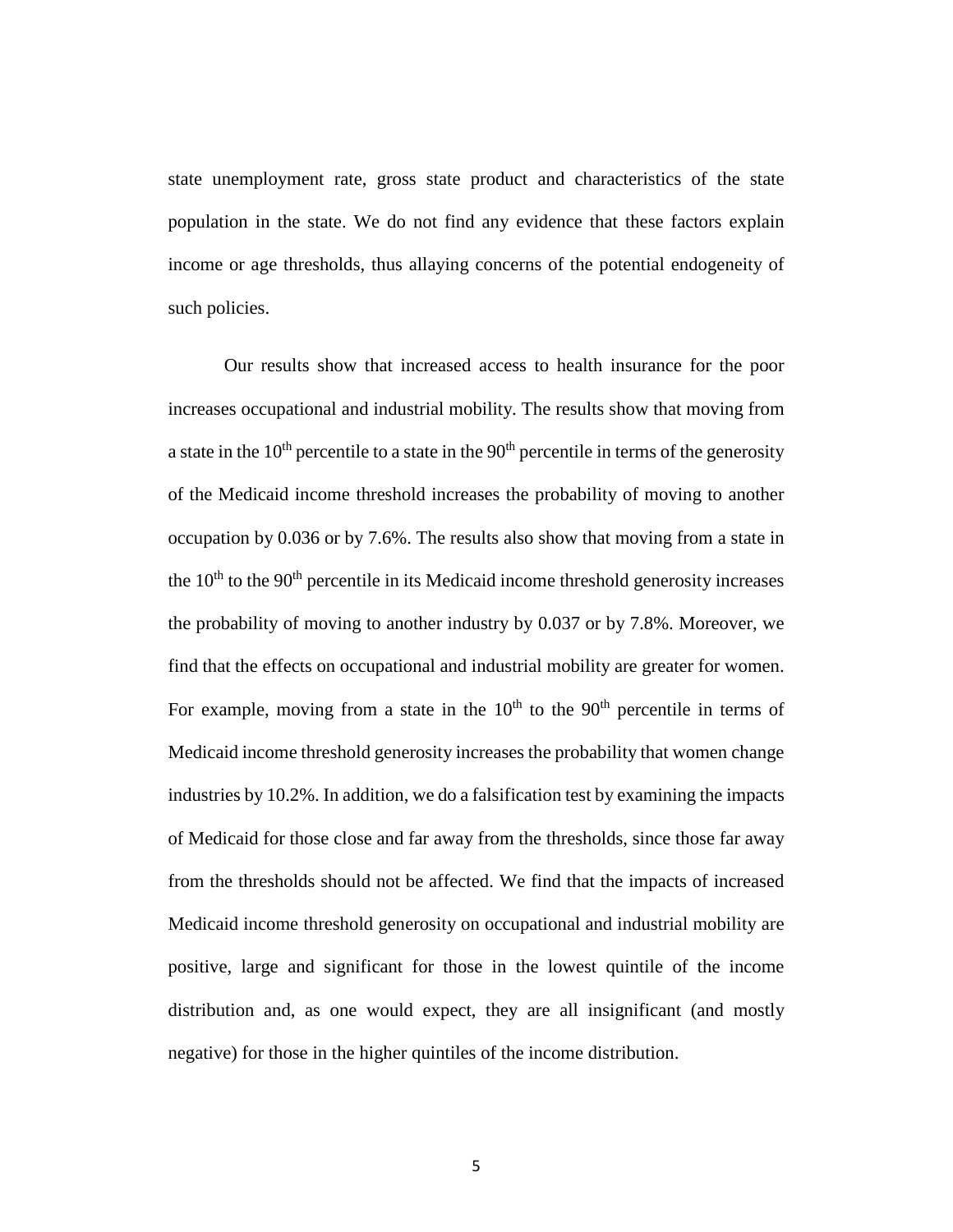state unemployment rate, gross state product and characteristics of the state population in the state. We do not find any evidence that these factors explain income or age thresholds, thus allaying concerns of the potential endogeneity of such policies.

Our results show that increased access to health insurance for the poor increases occupational and industrial mobility. The results show that moving from a state in the 10$^{th}$ percentile to a state in the 90$^{th}$ percentile in terms of the generosity of the Medicaid income threshold increases the probability of moving to another occupation by 0.036 or by 7.6%. The results also show that moving from a state in the 10$^{th}$ to the 90$^{th}$ percentile in its Medicaid income threshold generosity increases the probability of moving to another industry by 0.037 or by 7.8%. Moreover, we find that the effects on occupational and industrial mobility are greater for women. For example, moving from a state in the 10$^{th}$ to the 90$^{th}$ percentile in terms of Medicaid income threshold generosity increases the probability that women change industries by 10.2%. In addition, we do a falsification test by examining the impacts of Medicaid for those close and far away from the thresholds, since those far away from the thresholds should not be affected. We find that the impacts of increased Medicaid income threshold generosity on occupational and industrial mobility are positive, large and significant for those in the lowest quintile of the income distribution and, as one would expect, they are all insignificant (and mostly negative) for those in the higher quintiles of the income distribution.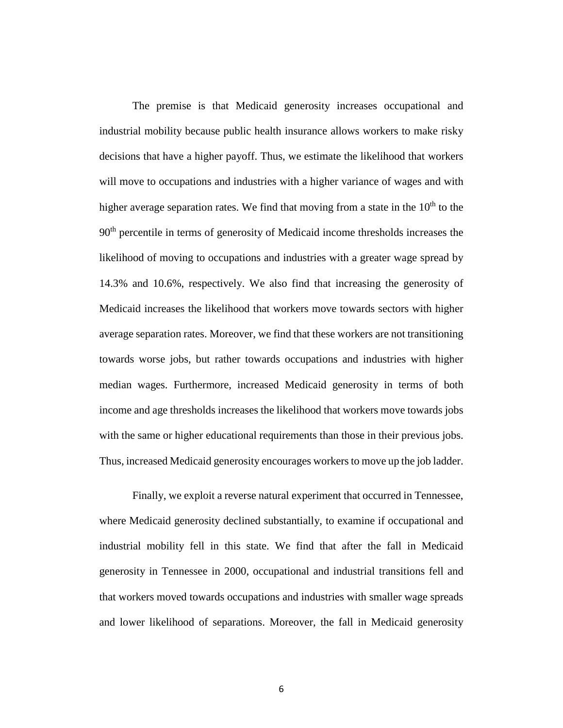The premise is that Medicaid generosity increases occupational and industrial mobility because public health insurance allows workers to make risky decisions that have a higher payoff. Thus, we estimate the likelihood that workers will move to occupations and industries with a higher variance of wages and with higher average separation rates. We find that moving from a state in the $10^{th}$ to the $90^{th}$ percentile in terms of generosity of Medicaid income thresholds increases the likelihood of moving to occupations and industries with a greater wage spread by 14.3% and 10.6%, respectively. We also find that increasing the generosity of Medicaid increases the likelihood that workers move towards sectors with higher average separation rates. Moreover, we find that these workers are not transitioning towards worse jobs, but rather towards occupations and industries with higher median wages. Furthermore, increased Medicaid generosity in terms of both income and age thresholds increases the likelihood that workers move towards jobs with the same or higher educational requirements than those in their previous jobs. Thus, increased Medicaid generosity encourages workers to move up the job ladder.

Finally, we exploit a reverse natural experiment that occurred in Tennessee, where Medicaid generosity declined substantially, to examine if occupational and industrial mobility fell in this state. We find that after the fall in Medicaid generosity in Tennessee in 2000, occupational and industrial transitions fell and that workers moved towards occupations and industries with smaller wage spreads and lower likelihood of separations. Moreover, the fall in Medicaid generosity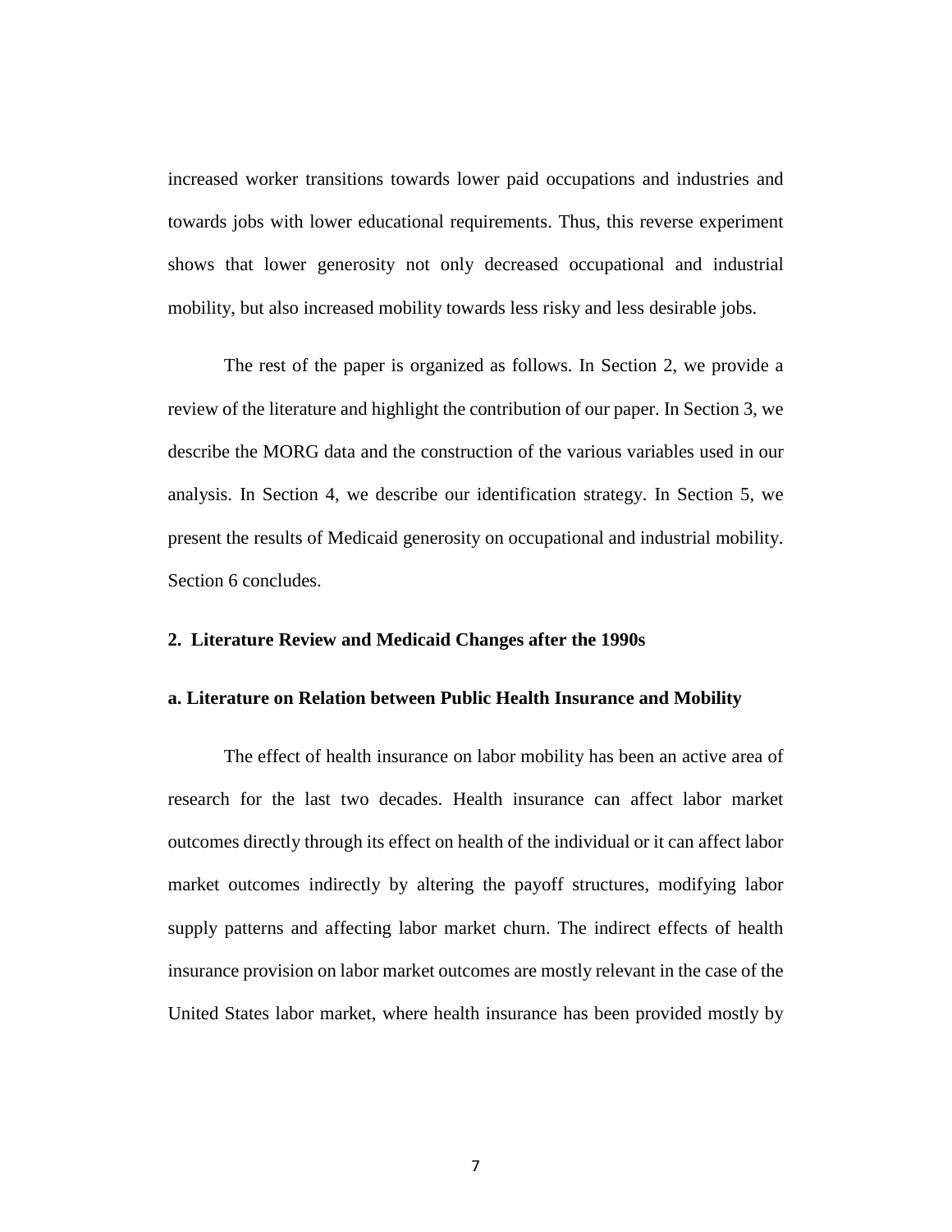increased worker transitions towards lower paid occupations and industries and towards jobs with lower educational requirements. Thus, this reverse experiment shows that lower generosity not only decreased occupational and industrial mobility, but also increased mobility towards less risky and less desirable jobs.

The rest of the paper is organized as follows. In Section 2, we provide a review of the literature and highlight the contribution of our paper. In Section 3, we describe the MORG data and the construction of the various variables used in our analysis. In Section 4, we describe our identification strategy. In Section 5, we present the results of Medicaid generosity on occupational and industrial mobility. Section 6 concludes.

## 2. Literature Review and Medicaid Changes after the 1990s

### a. Literature on Relation between Public Health Insurance and Mobility

The effect of health insurance on labor mobility has been an active area of research for the last two decades. Health insurance can affect labor market outcomes directly through its effect on health of the individual or it can affect labor market outcomes indirectly by altering the payoff structures, modifying labor supply patterns and affecting labor market churn. The indirect effects of health insurance provision on labor market outcomes are mostly relevant in the case of the United States labor market, where health insurance has been provided mostly by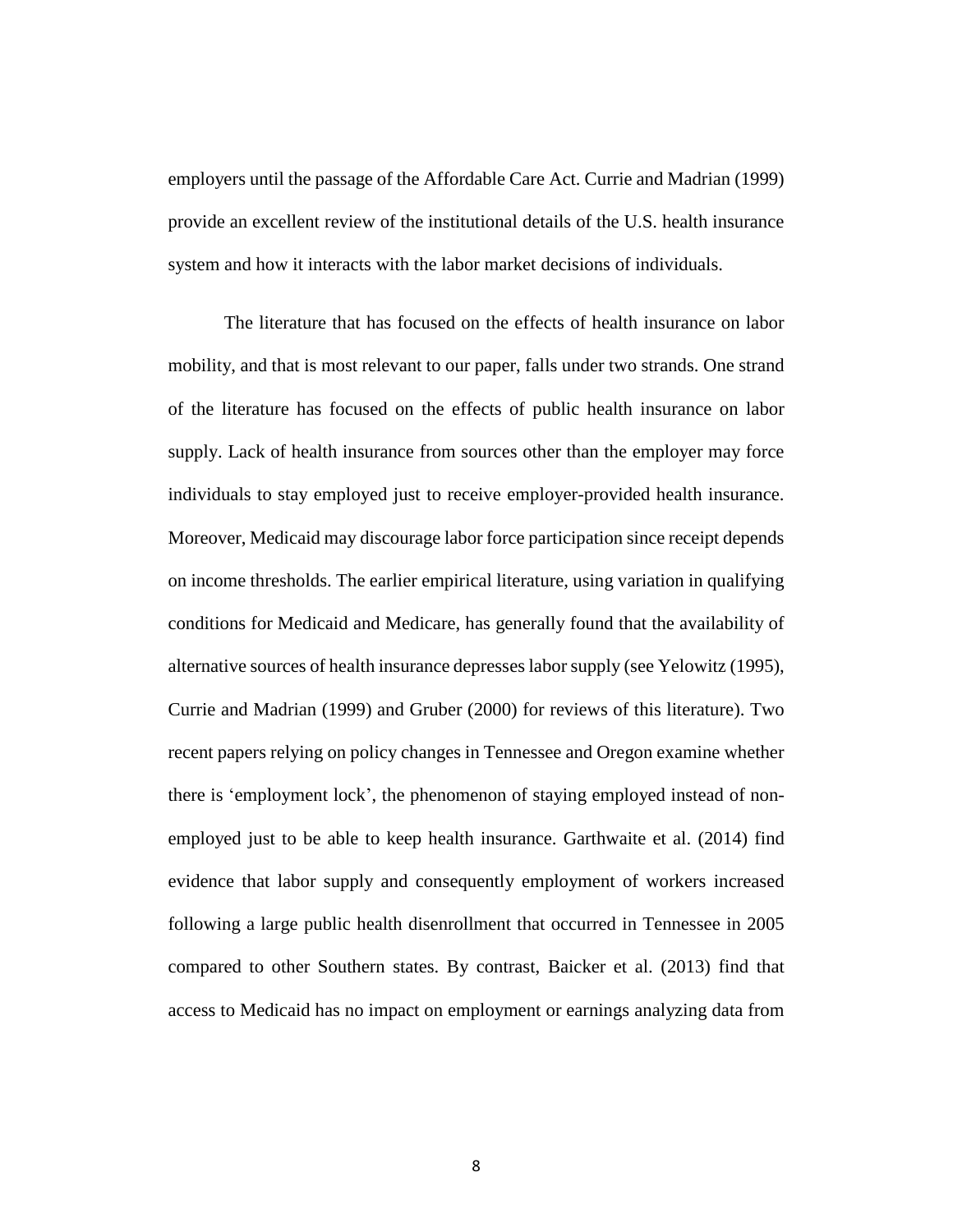employers until the passage of the Affordable Care Act. Currie and Madrian (1999) provide an excellent review of the institutional details of the U.S. health insurance system and how it interacts with the labor market decisions of individuals.

The literature that has focused on the effects of health insurance on labor mobility, and that is most relevant to our paper, falls under two strands. One strand of the literature has focused on the effects of public health insurance on labor supply. Lack of health insurance from sources other than the employer may force individuals to stay employed just to receive employer-provided health insurance. Moreover, Medicaid may discourage labor force participation since receipt depends on income thresholds. The earlier empirical literature, using variation in qualifying conditions for Medicaid and Medicare, has generally found that the availability of alternative sources of health insurance depresses labor supply (see Yelowitz (1995), Currie and Madrian (1999) and Gruber (2000) for reviews of this literature). Two recent papers relying on policy changes in Tennessee and Oregon examine whether there is 'employment lock', the phenomenon of staying employed instead of non-employed just to be able to keep health insurance. Garthwaite et al. (2014) find evidence that labor supply and consequently employment of workers increased following a large public health disenrollment that occurred in Tennessee in 2005 compared to other Southern states. By contrast, Baicker et al. (2013) find that access to Medicaid has no impact on employment or earnings analyzing data from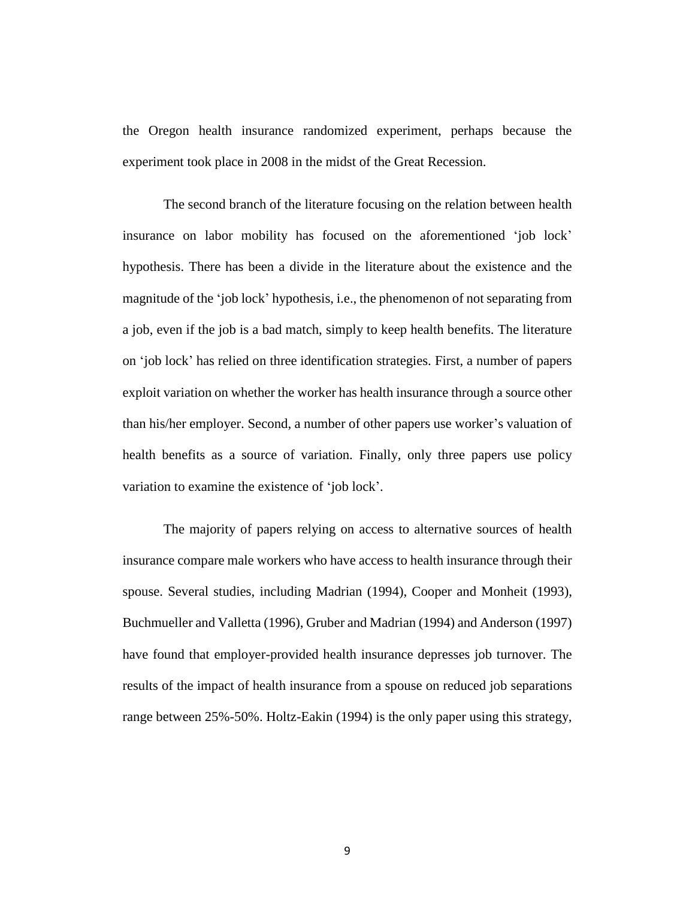the Oregon health insurance randomized experiment, perhaps because the experiment took place in 2008 in the midst of the Great Recession.

The second branch of the literature focusing on the relation between health insurance on labor mobility has focused on the aforementioned 'job lock' hypothesis. There has been a divide in the literature about the existence and the magnitude of the 'job lock' hypothesis, i.e., the phenomenon of not separating from a job, even if the job is a bad match, simply to keep health benefits. The literature on 'job lock' has relied on three identification strategies. First, a number of papers exploit variation on whether the worker has health insurance through a source other than his/her employer. Second, a number of other papers use worker's valuation of health benefits as a source of variation. Finally, only three papers use policy variation to examine the existence of 'job lock'.

The majority of papers relying on access to alternative sources of health insurance compare male workers who have access to health insurance through their spouse. Several studies, including Madrian (1994), Cooper and Monheit (1993), Buchmueller and Valletta (1996), Gruber and Madrian (1994) and Anderson (1997) have found that employer-provided health insurance depresses job turnover. The results of the impact of health insurance from a spouse on reduced job separations range between 25%-50%. Holtz-Eakin (1994) is the only paper using this strategy,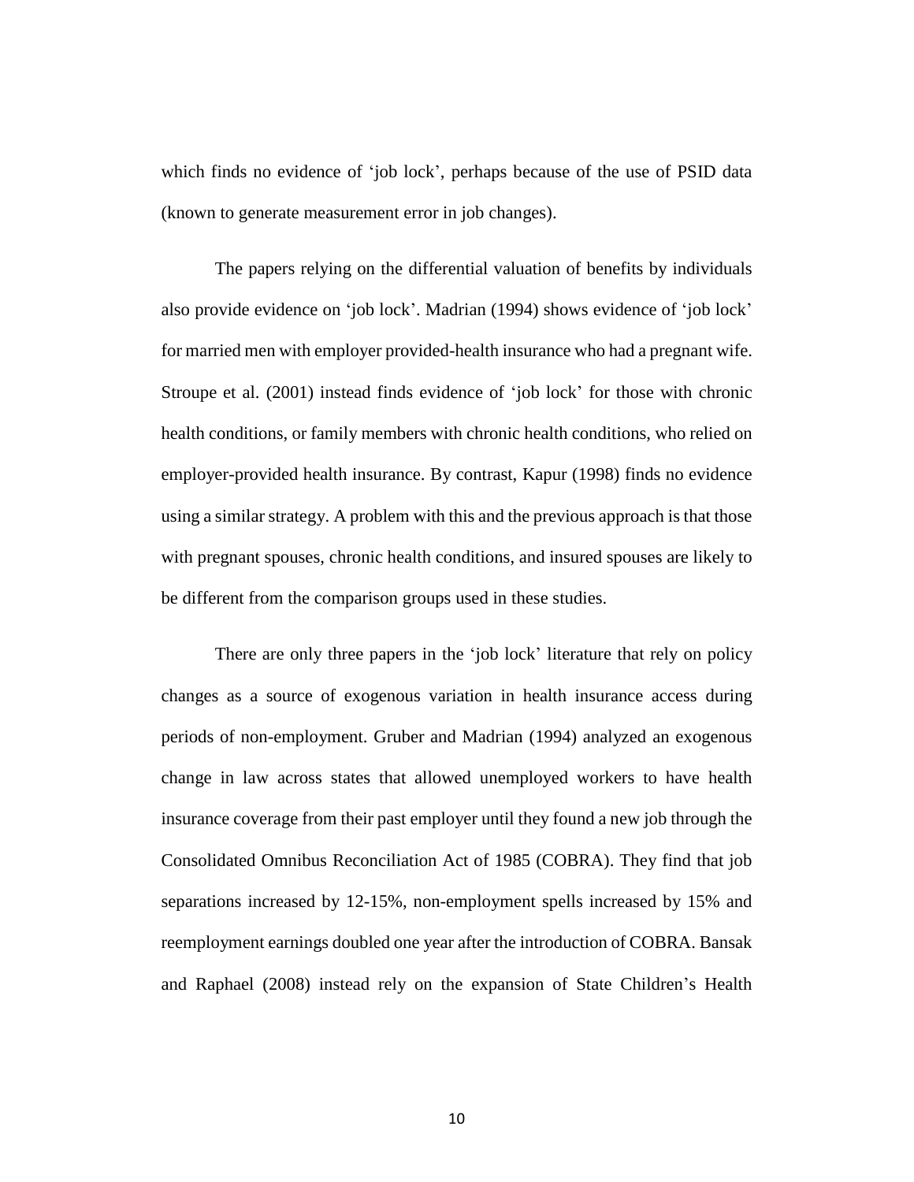which finds no evidence of 'job lock', perhaps because of the use of PSID data (known to generate measurement error in job changes).

The papers relying on the differential valuation of benefits by individuals also provide evidence on 'job lock'. Madrian (1994) shows evidence of 'job lock' for married men with employer provided-health insurance who had a pregnant wife. Stroupe et al. (2001) instead finds evidence of 'job lock' for those with chronic health conditions, or family members with chronic health conditions, who relied on employer-provided health insurance. By contrast, Kapur (1998) finds no evidence using a similar strategy. A problem with this and the previous approach is that those with pregnant spouses, chronic health conditions, and insured spouses are likely to be different from the comparison groups used in these studies.

There are only three papers in the 'job lock' literature that rely on policy changes as a source of exogenous variation in health insurance access during periods of non-employment. Gruber and Madrian (1994) analyzed an exogenous change in law across states that allowed unemployed workers to have health insurance coverage from their past employer until they found a new job through the Consolidated Omnibus Reconciliation Act of 1985 (COBRA). They find that job separations increased by 12-15%, non-employment spells increased by 15% and reemployment earnings doubled one year after the introduction of COBRA. Bansak and Raphael (2008) instead rely on the expansion of State Children's Health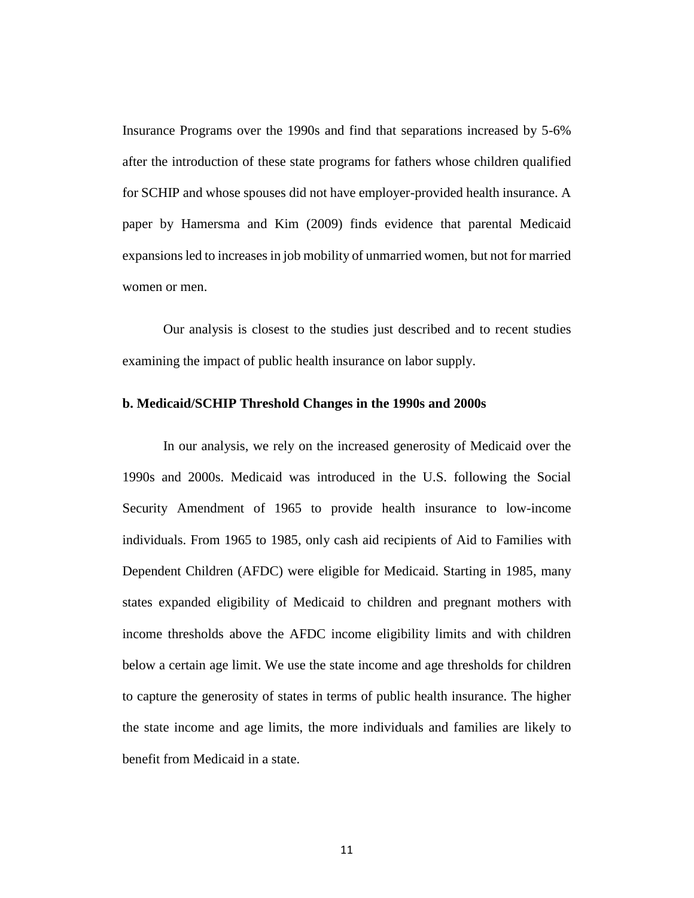Insurance Programs over the 1990s and find that separations increased by 5-6% after the introduction of these state programs for fathers whose children qualified for SCHIP and whose spouses did not have employer-provided health insurance. A paper by Hamersma and Kim (2009) finds evidence that parental Medicaid expansions led to increases in job mobility of unmarried women, but not for married women or men.

Our analysis is closest to the studies just described and to recent studies examining the impact of public health insurance on labor supply.

### b. Medicaid/SCHIP Threshold Changes in the 1990s and 2000s

In our analysis, we rely on the increased generosity of Medicaid over the 1990s and 2000s. Medicaid was introduced in the U.S. following the Social Security Amendment of 1965 to provide health insurance to low-income individuals. From 1965 to 1985, only cash aid recipients of Aid to Families with Dependent Children (AFDC) were eligible for Medicaid. Starting in 1985, many states expanded eligibility of Medicaid to children and pregnant mothers with income thresholds above the AFDC income eligibility limits and with children below a certain age limit. We use the state income and age thresholds for children to capture the generosity of states in terms of public health insurance. The higher the state income and age limits, the more individuals and families are likely to benefit from Medicaid in a state.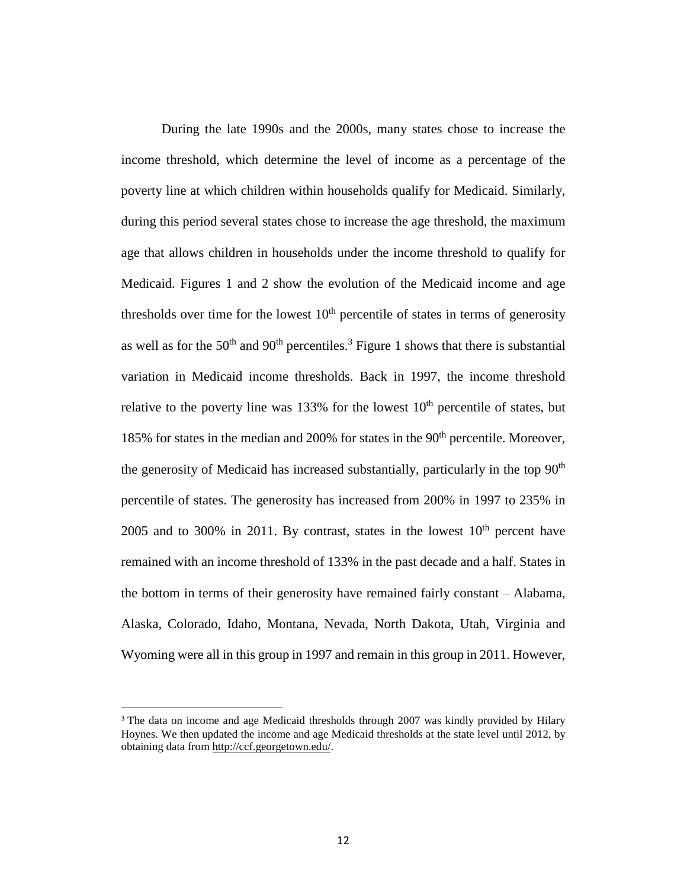During the late 1990s and the 2000s, many states chose to increase the income threshold, which determine the level of income as a percentage of the poverty line at which children within households qualify for Medicaid. Similarly, during this period several states chose to increase the age threshold, the maximum age that allows children in households under the income threshold to qualify for Medicaid. Figures 1 and 2 show the evolution of the Medicaid income and age thresholds over time for the lowest $10^{th}$ percentile of states in terms of generosity as well as for the $50^{th}$ and $90^{th}$ percentiles.[3] Figure 1 shows that there is substantial variation in Medicaid income thresholds. Back in 1997, the income threshold relative to the poverty line was 133% for the lowest $10^{th}$ percentile of states, but 185% for states in the median and 200% for states in the $90^{th}$ percentile. Moreover, the generosity of Medicaid has increased substantially, particularly in the top $90^{th}$ percentile of states. The generosity has increased from 200% in 1997 to 235% in 2005 and to 300% in 2011. By contrast, states in the lowest $10^{th}$ percent have remained with an income threshold of 133% in the past decade and a half. States in the bottom in terms of their generosity have remained fairly constant – Alabama, Alaska, Colorado, Idaho, Montana, Nevada, North Dakota, Utah, Virginia and Wyoming were all in this group in 1997 and remain in this group in 2011. However,

[3] The data on income and age Medicaid thresholds through 2007 was kindly provided by Hilary Hoynes. We then updated the income and age Medicaid thresholds at the state level until 2012, by obtaining data from http://ccf.georgetown.edu/.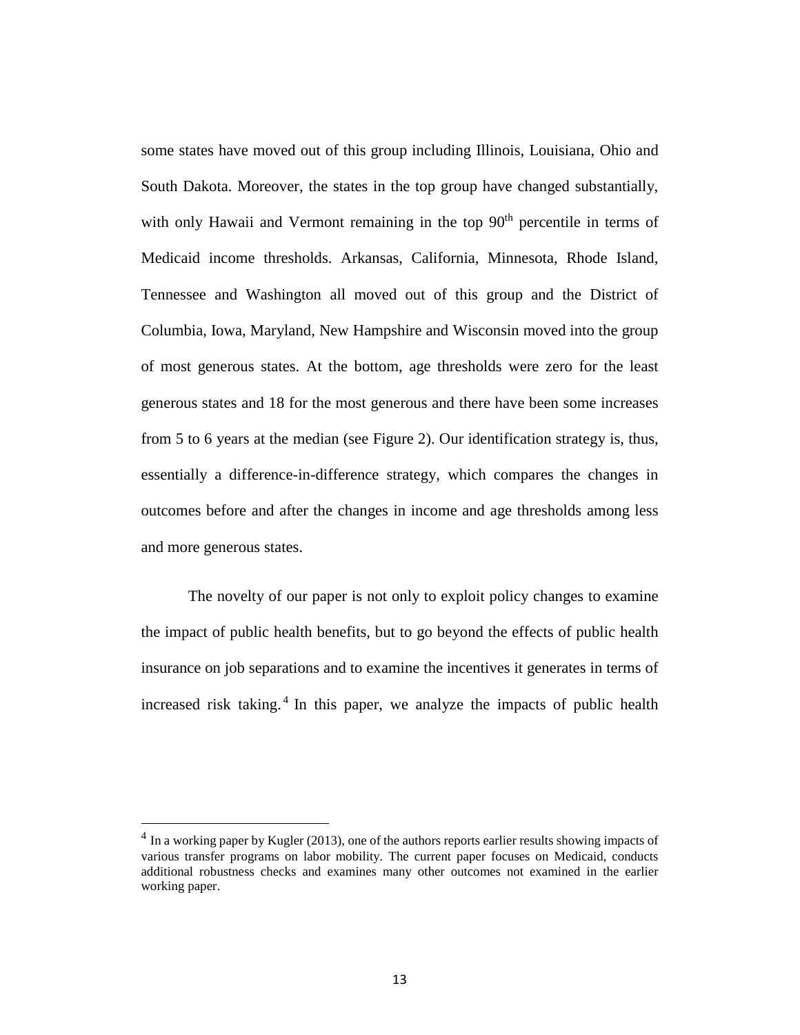some states have moved out of this group including Illinois, Louisiana, Ohio and South Dakota. Moreover, the states in the top group have changed substantially, with only Hawaii and Vermont remaining in the top 90$^{th}$ percentile in terms of Medicaid income thresholds. Arkansas, California, Minnesota, Rhode Island, Tennessee and Washington all moved out of this group and the District of Columbia, Iowa, Maryland, New Hampshire and Wisconsin moved into the group of most generous states. At the bottom, age thresholds were zero for the least generous states and 18 for the most generous and there have been some increases from 5 to 6 years at the median (see Figure 2). Our identification strategy is, thus, essentially a difference-in-difference strategy, which compares the changes in outcomes before and after the changes in income and age thresholds among less and more generous states.

The novelty of our paper is not only to exploit policy changes to examine the impact of public health benefits, but to go beyond the effects of public health insurance on job separations and to examine the incentives it generates in terms of increased risk taking.[4] In this paper, we analyze the impacts of public health

[4] In a working paper by Kugler (2013), one of the authors reports earlier results showing impacts of various transfer programs on labor mobility. The current paper focuses on Medicaid, conducts additional robustness checks and examines many other outcomes not examined in the earlier working paper.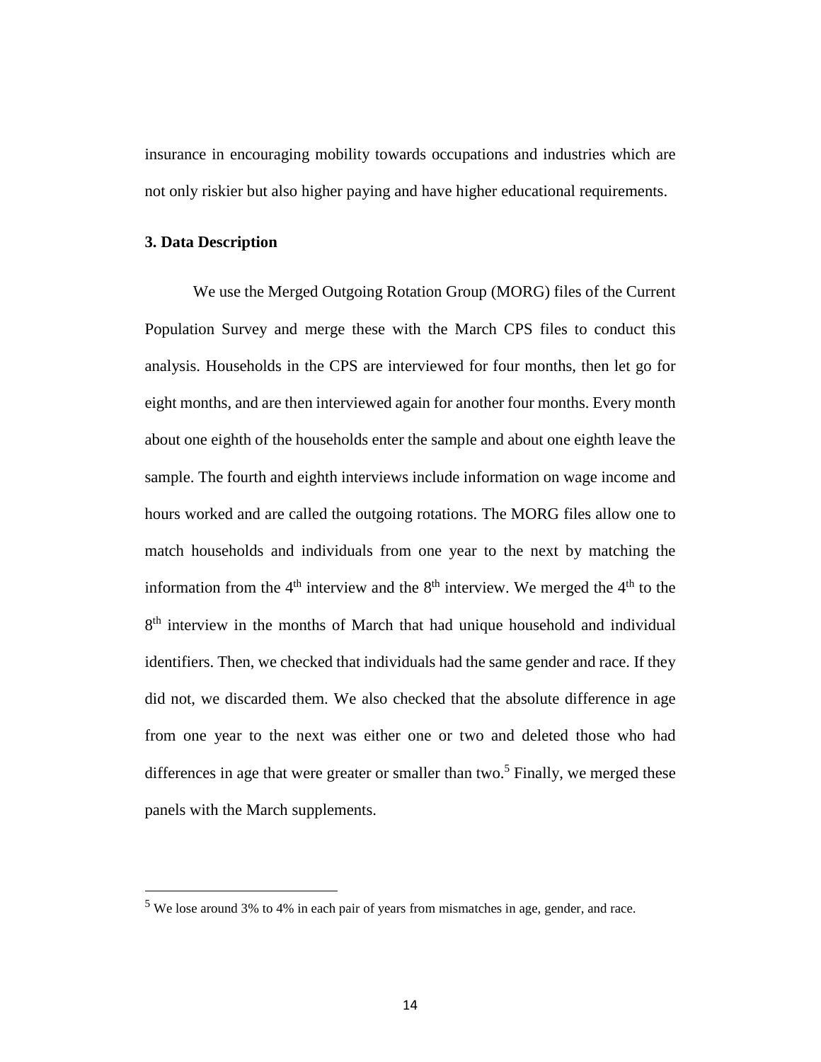insurance in encouraging mobility towards occupations and industries which are not only riskier but also higher paying and have higher educational requirements.

**3. Data Description**

We use the Merged Outgoing Rotation Group (MORG) files of the Current Population Survey and merge these with the March CPS files to conduct this analysis. Households in the CPS are interviewed for four months, then let go for eight months, and are then interviewed again for another four months. Every month about one eighth of the households enter the sample and about one eighth leave the sample. The fourth and eighth interviews include information on wage income and hours worked and are called the outgoing rotations. The MORG files allow one to match households and individuals from one year to the next by matching the information from the 4th interview and the 8th interview. We merged the 4th to the 8th interview in the months of March that had unique household and individual identifiers. Then, we checked that individuals had the same gender and race. If they did not, we discarded them. We also checked that the absolute difference in age from one year to the next was either one or two and deleted those who had differences in age that were greater or smaller than two.[5] Finally, we merged these panels with the March supplements.

[5] We lose around 3% to 4% in each pair of years from mismatches in age, gender, and race.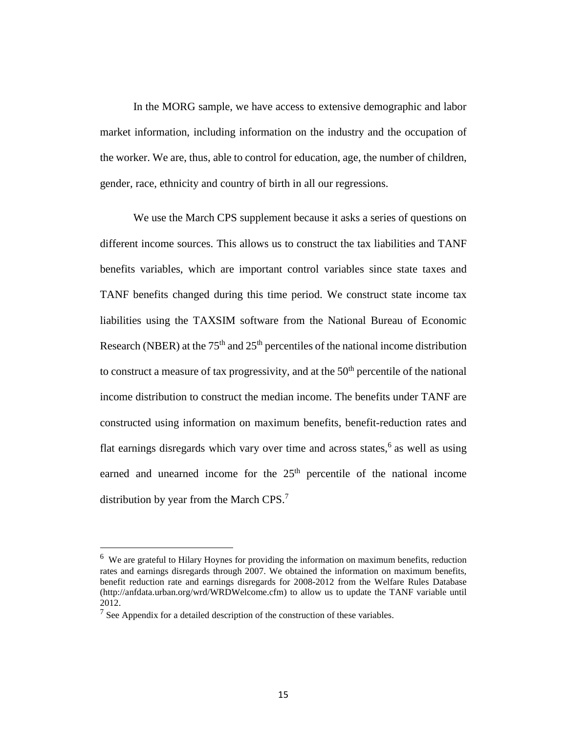In the MORG sample, we have access to extensive demographic and labor market information, including information on the industry and the occupation of the worker. We are, thus, able to control for education, age, the number of children, gender, race, ethnicity and country of birth in all our regressions.

We use the March CPS supplement because it asks a series of questions on different income sources. This allows us to construct the tax liabilities and TANF benefits variables, which are important control variables since state taxes and TANF benefits changed during this time period. We construct state income tax liabilities using the TAXSIM software from the National Bureau of Economic Research (NBER) at the 75$^{th}$ and 25$^{th}$ percentiles of the national income distribution to construct a measure of tax progressivity, and at the 50$^{th}$ percentile of the national income distribution to construct the median income. The benefits under TANF are constructed using information on maximum benefits, benefit-reduction rates and flat earnings disregards which vary over time and across states,[6] as well as using earned and unearned income for the 25$^{th}$ percentile of the national income distribution by year from the March CPS.[7]

---

[6] We are grateful to Hilary Hoynes for providing the information on maximum benefits, reduction rates and earnings disregards through 2007. We obtained the information on maximum benefits, benefit reduction rate and earnings disregards for 2008-2012 from the Welfare Rules Database (http://anfdata.urban.org/wrd/WRDWelcome.cfm) to allow us to update the TANF variable until 2012.

[7] See Appendix for a detailed description of the construction of these variables.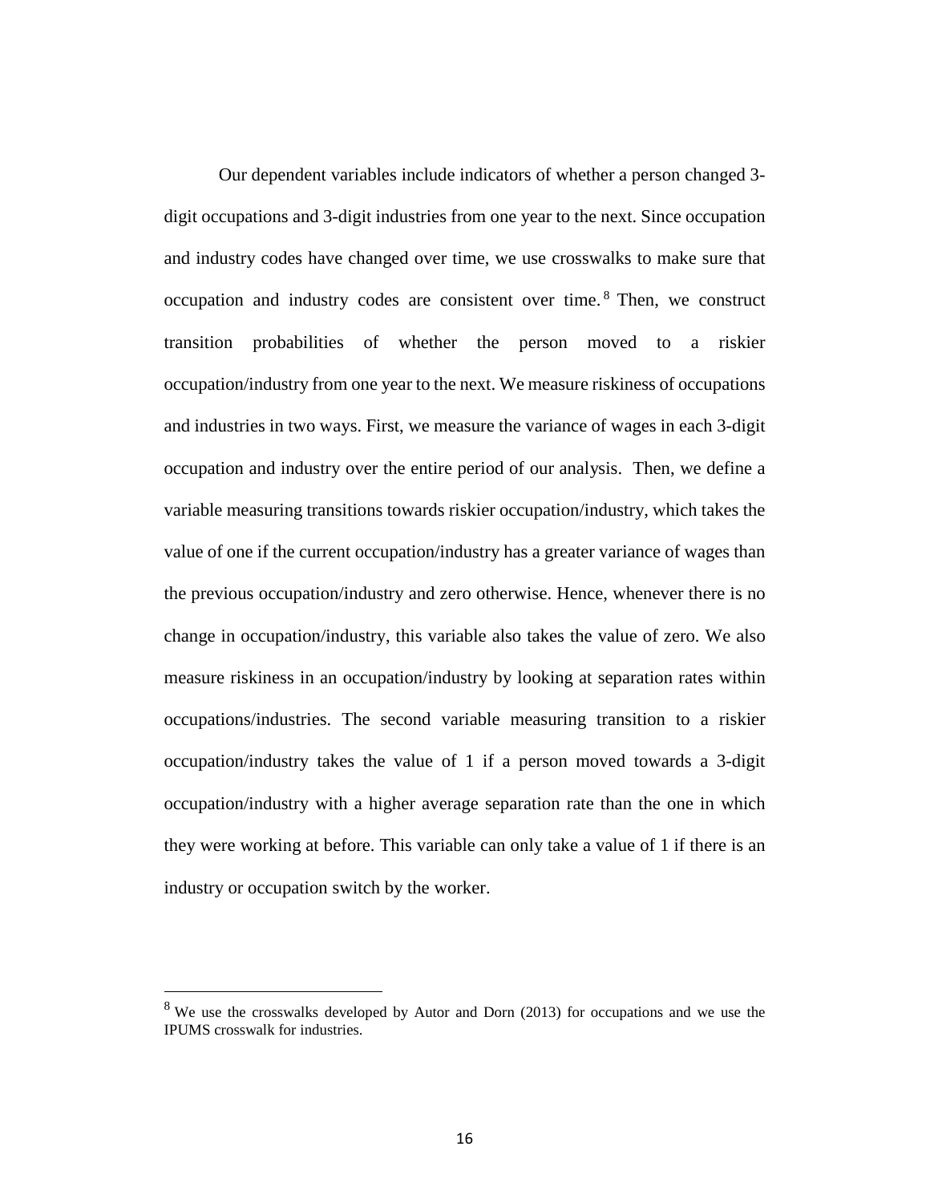Our dependent variables include indicators of whether a person changed 3-digit occupations and 3-digit industries from one year to the next. Since occupation and industry codes have changed over time, we use crosswalks to make sure that occupation and industry codes are consistent over time.[8] Then, we construct transition probabilities of whether the person moved to a riskier occupation/industry from one year to the next. We measure riskiness of occupations and industries in two ways. First, we measure the variance of wages in each 3-digit occupation and industry over the entire period of our analysis. Then, we define a variable measuring transitions towards riskier occupation/industry, which takes the value of one if the current occupation/industry has a greater variance of wages than the previous occupation/industry and zero otherwise. Hence, whenever there is no change in occupation/industry, this variable also takes the value of zero. We also measure riskiness in an occupation/industry by looking at separation rates within occupations/industries. The second variable measuring transition to a riskier occupation/industry takes the value of 1 if a person moved towards a 3-digit occupation/industry with a higher average separation rate than the one in which they were working at before. This variable can only take a value of 1 if there is an industry or occupation switch by the worker.

[8] We use the crosswalks developed by Autor and Dorn (2013) for occupations and we use the IPUMS crosswalk for industries.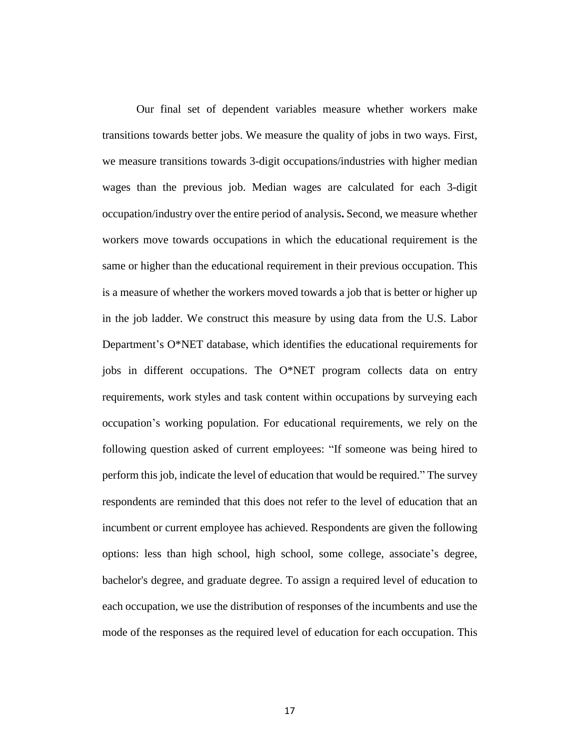Our final set of dependent variables measure whether workers make transitions towards better jobs. We measure the quality of jobs in two ways. First, we measure transitions towards 3-digit occupations/industries with higher median wages than the previous job. Median wages are calculated for each 3-digit occupation/industry over the entire period of analysis**.** Second, we measure whether workers move towards occupations in which the educational requirement is the same or higher than the educational requirement in their previous occupation. This is a measure of whether the workers moved towards a job that is better or higher up in the job ladder. We construct this measure by using data from the U.S. Labor Department's O*NET database, which identifies the educational requirements for jobs in different occupations. The O*NET program collects data on entry requirements, work styles and task content within occupations by surveying each occupation's working population. For educational requirements, we rely on the following question asked of current employees: "If someone was being hired to perform this job, indicate the level of education that would be required." The survey respondents are reminded that this does not refer to the level of education that an incumbent or current employee has achieved. Respondents are given the following options: less than high school, high school, some college, associate's degree, bachelor's degree, and graduate degree. To assign a required level of education to each occupation, we use the distribution of responses of the incumbents and use the mode of the responses as the required level of education for each occupation. This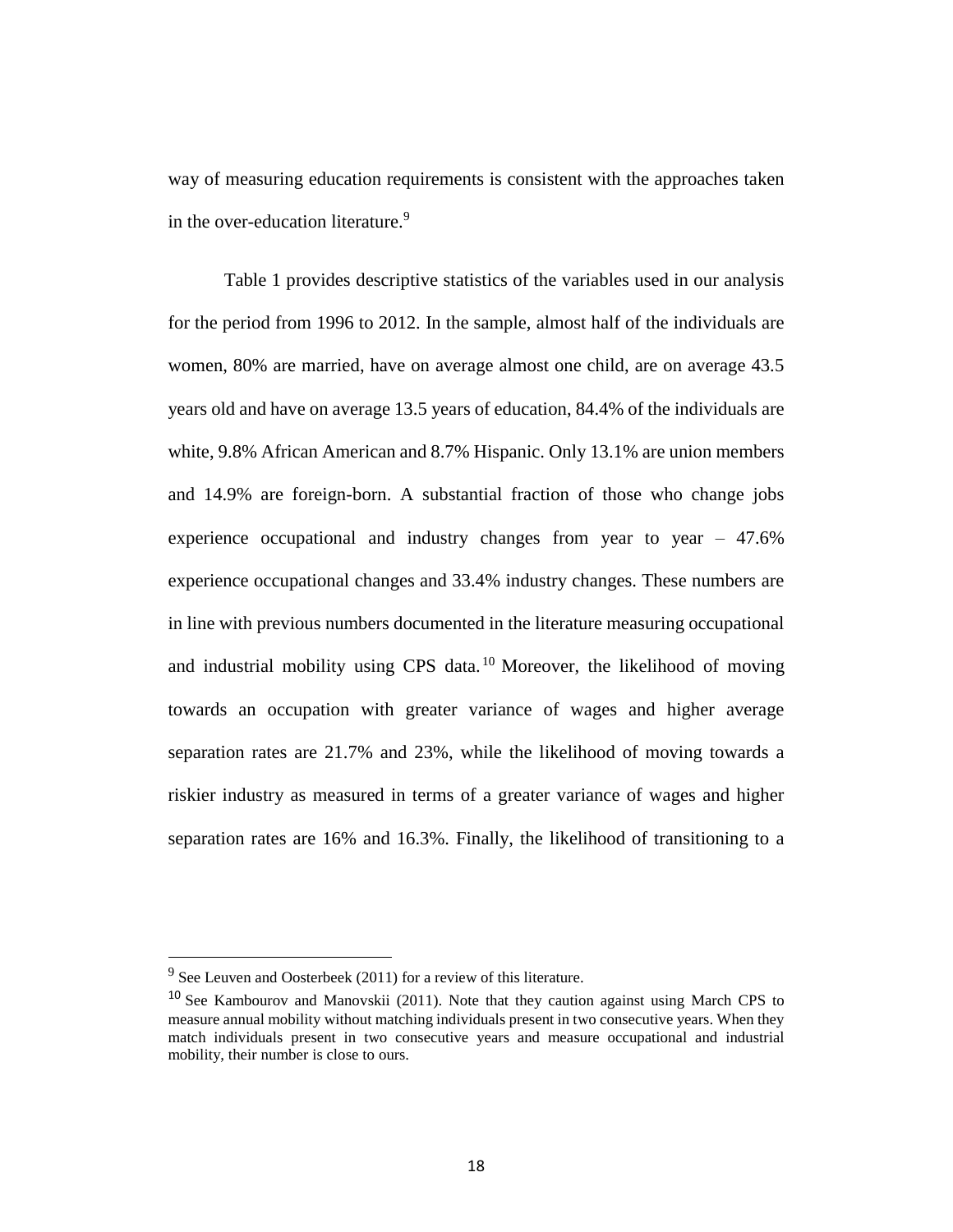way of measuring education requirements is consistent with the approaches taken in the over-education literature.[9]

Table 1 provides descriptive statistics of the variables used in our analysis for the period from 1996 to 2012. In the sample, almost half of the individuals are women, 80% are married, have on average almost one child, are on average 43.5 years old and have on average 13.5 years of education, 84.4% of the individuals are white, 9.8% African American and 8.7% Hispanic. Only 13.1% are union members and 14.9% are foreign-born. A substantial fraction of those who change jobs experience occupational and industry changes from year to year – 47.6% experience occupational changes and 33.4% industry changes. These numbers are in line with previous numbers documented in the literature measuring occupational and industrial mobility using CPS data.[10] Moreover, the likelihood of moving towards an occupation with greater variance of wages and higher average separation rates are 21.7% and 23%, while the likelihood of moving towards a riskier industry as measured in terms of a greater variance of wages and higher separation rates are 16% and 16.3%. Finally, the likelihood of transitioning to a

---

[9] See Leuven and Oosterbeek (2011) for a review of this literature.

[10] See Kambourov and Manovskii (2011). Note that they caution against using March CPS to measure annual mobility without matching individuals present in two consecutive years. When they match individuals present in two consecutive years and measure occupational and industrial mobility, their number is close to ours.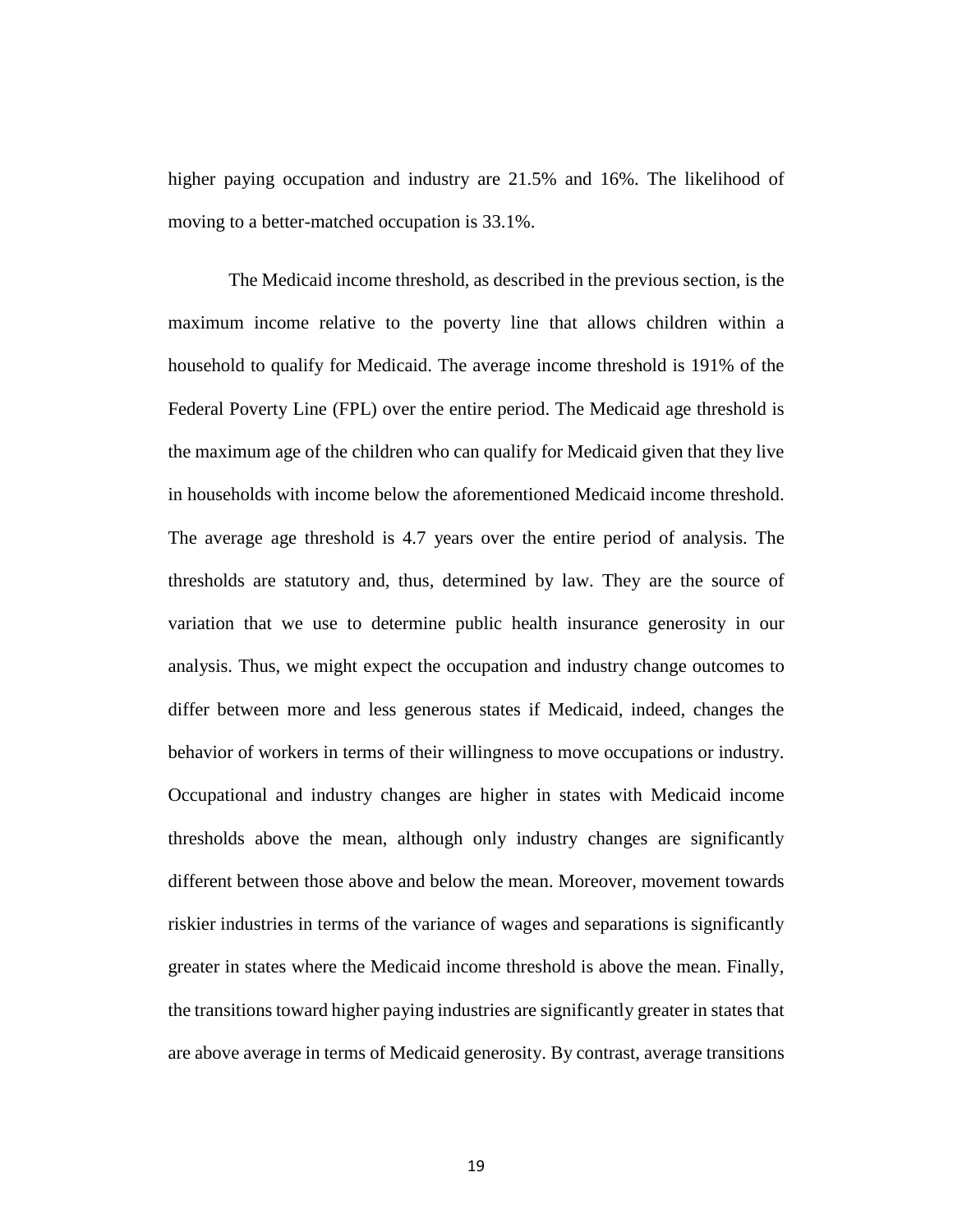higher paying occupation and industry are 21.5% and 16%. The likelihood of moving to a better-matched occupation is 33.1%.

The Medicaid income threshold, as described in the previous section, is the maximum income relative to the poverty line that allows children within a household to qualify for Medicaid. The average income threshold is 191% of the Federal Poverty Line (FPL) over the entire period. The Medicaid age threshold is the maximum age of the children who can qualify for Medicaid given that they live in households with income below the aforementioned Medicaid income threshold. The average age threshold is 4.7 years over the entire period of analysis. The thresholds are statutory and, thus, determined by law. They are the source of variation that we use to determine public health insurance generosity in our analysis. Thus, we might expect the occupation and industry change outcomes to differ between more and less generous states if Medicaid, indeed, changes the behavior of workers in terms of their willingness to move occupations or industry. Occupational and industry changes are higher in states with Medicaid income thresholds above the mean, although only industry changes are significantly different between those above and below the mean. Moreover, movement towards riskier industries in terms of the variance of wages and separations is significantly greater in states where the Medicaid income threshold is above the mean. Finally, the transitions toward higher paying industries are significantly greater in states that are above average in terms of Medicaid generosity. By contrast, average transitions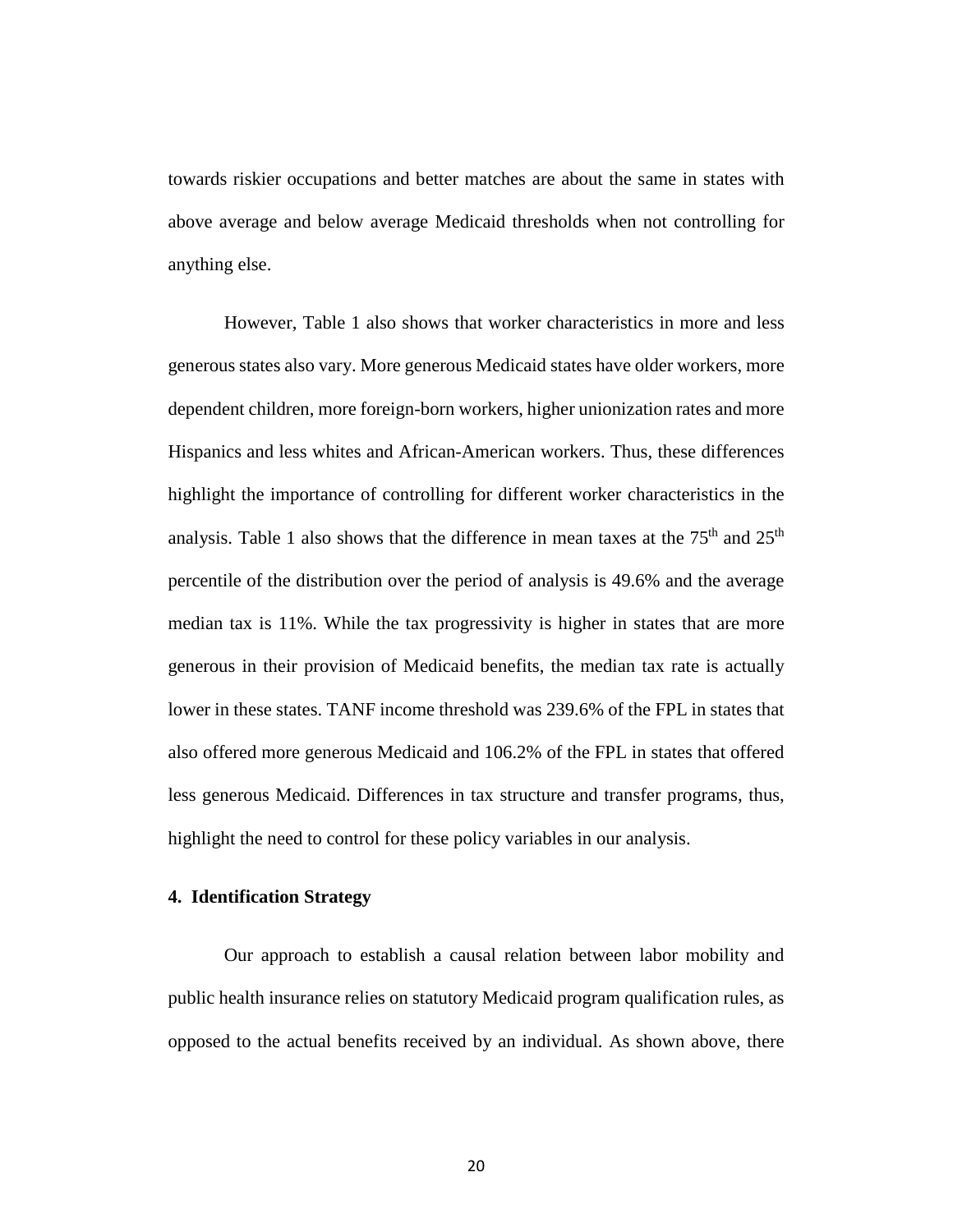towards riskier occupations and better matches are about the same in states with above average and below average Medicaid thresholds when not controlling for anything else.

However, Table 1 also shows that worker characteristics in more and less generous states also vary. More generous Medicaid states have older workers, more dependent children, more foreign-born workers, higher unionization rates and more Hispanics and less whites and African-American workers. Thus, these differences highlight the importance of controlling for different worker characteristics in the analysis. Table 1 also shows that the difference in mean taxes at the 75$^{th}$ and 25$^{th}$ percentile of the distribution over the period of analysis is 49.6% and the average median tax is 11%. While the tax progressivity is higher in states that are more generous in their provision of Medicaid benefits, the median tax rate is actually lower in these states. TANF income threshold was 239.6% of the FPL in states that also offered more generous Medicaid and 106.2% of the FPL in states that offered less generous Medicaid. Differences in tax structure and transfer programs, thus, highlight the need to control for these policy variables in our analysis.

## 4. Identification Strategy

Our approach to establish a causal relation between labor mobility and public health insurance relies on statutory Medicaid program qualification rules, as opposed to the actual benefits received by an individual. As shown above, there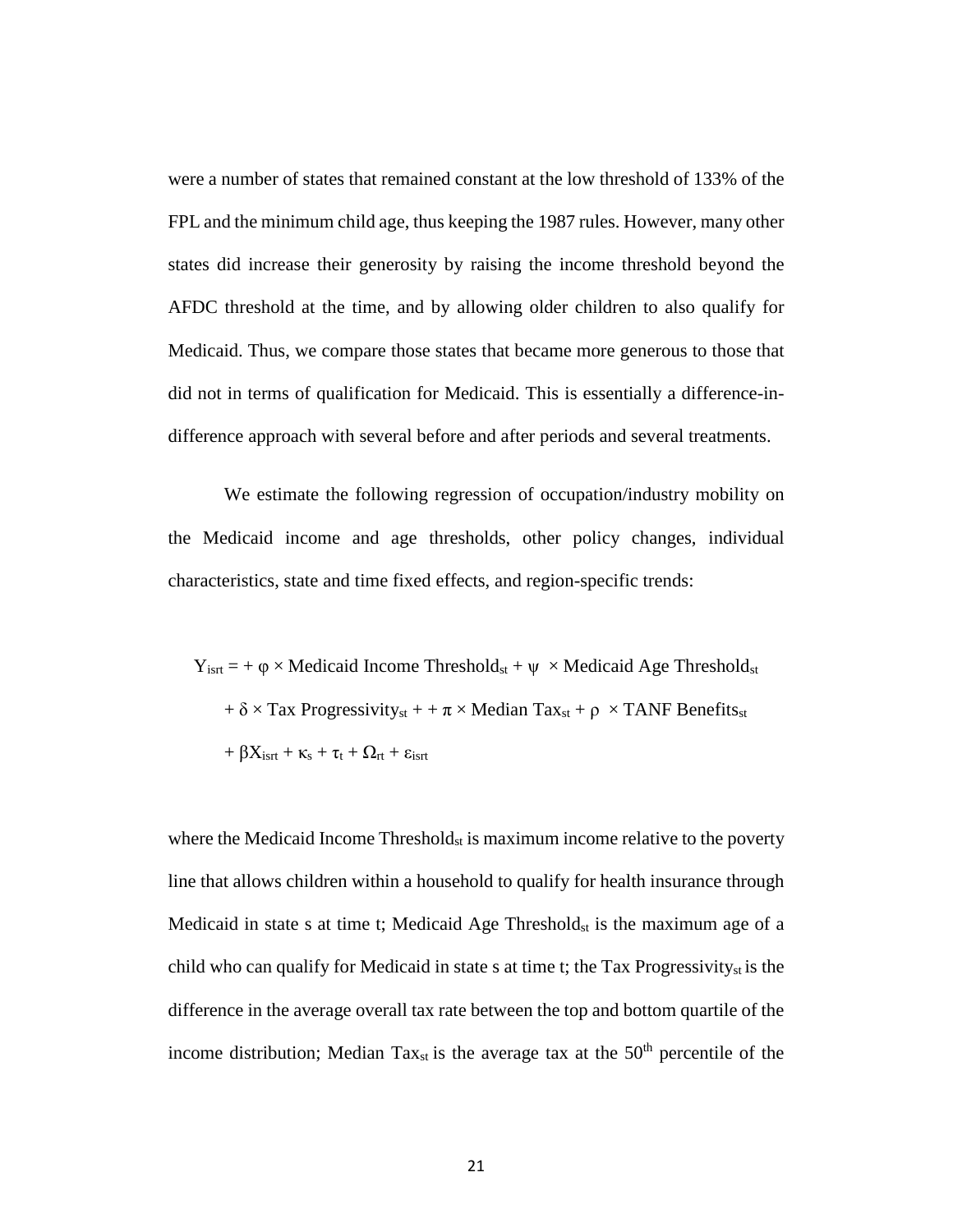were a number of states that remained constant at the low threshold of 133% of the FPL and the minimum child age, thus keeping the 1987 rules. However, many other states did increase their generosity by raising the income threshold beyond the AFDC threshold at the time, and by allowing older children to also qualify for Medicaid. Thus, we compare those states that became more generous to those that did not in terms of qualification for Medicaid. This is essentially a difference-in-difference approach with several before and after periods and several treatments.

We estimate the following regression of occupation/industry mobility on the Medicaid income and age thresholds, other policy changes, individual characteristics, state and time fixed effects, and region-specific trends:

$$
\begin{aligned}
Y_{isrt} = &+ \varphi \times \text{Medicaid Income Threshold}_{st} + \psi \times \text{Medicaid Age Threshold}_{st} \\
&+ \delta \times \text{Tax Progressivity}_{st} + + \pi \times \text{Median Tax}_{st} + \rho \times \text{TANF Benefits}_{st} \\
&+ \beta X_{isrt} + \kappa_s + \tau_t + \Omega_{rt} + \varepsilon_{isrt}
\end{aligned}
$$

where the Medicaid Income Threshold$_{st}$ is maximum income relative to the poverty line that allows children within a household to qualify for health insurance through Medicaid in state s at time t; Medicaid Age Threshold$_{st}$ is the maximum age of a child who can qualify for Medicaid in state s at time t; the Tax Progressivity$_{st}$ is the difference in the average overall tax rate between the top and bottom quartile of the income distribution; Median Tax$_{st}$ is the average tax at the 50$^{th}$ percentile of the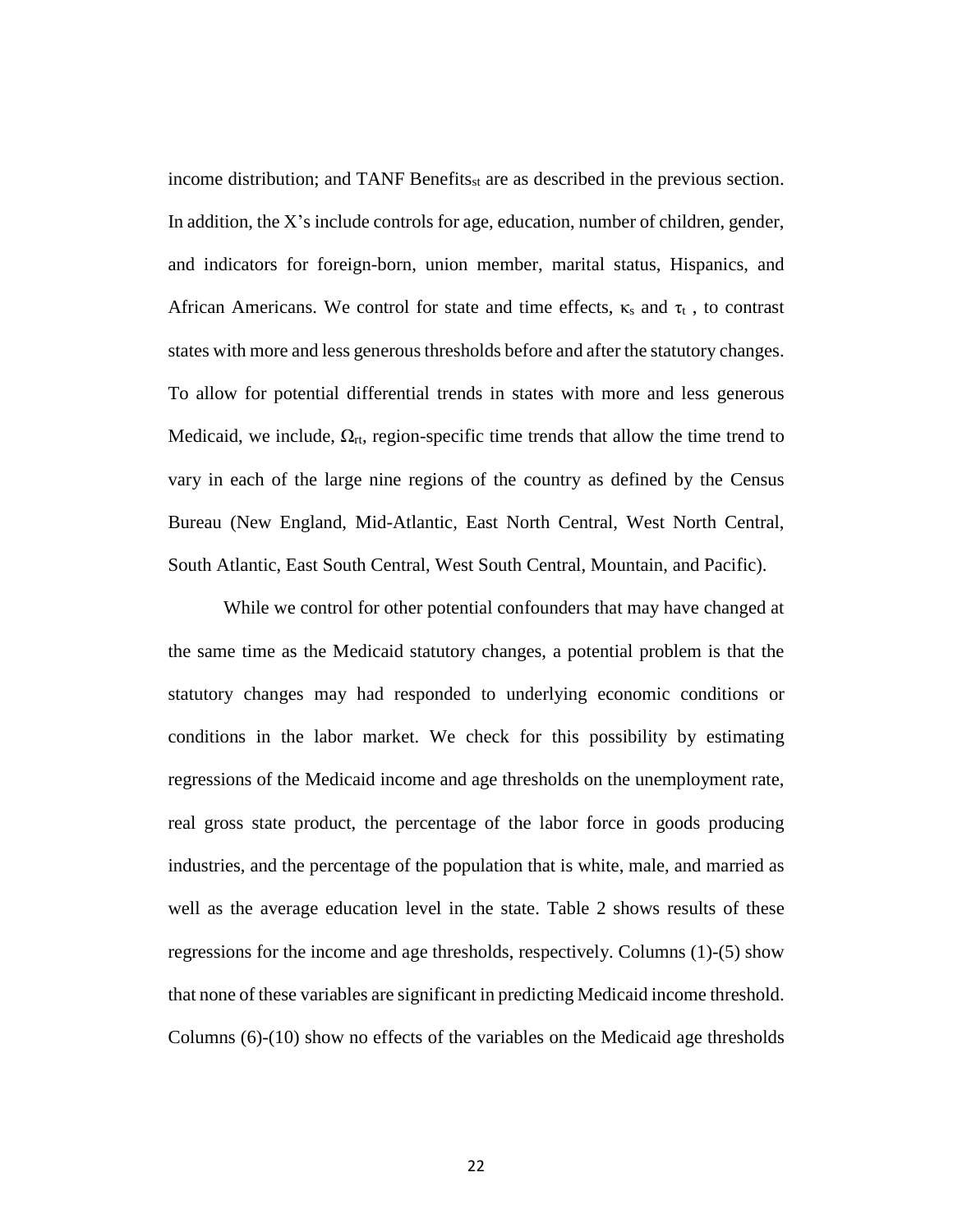income distribution; and TANF $\text{Benefits}_{st}$ are as described in the previous section. In addition, the X's include controls for age, education, number of children, gender, and indicators for foreign-born, union member, marital status, Hispanics, and African Americans. We control for state and time effects, $\kappa_s$ and $\tau_t$ , to contrast states with more and less generous thresholds before and after the statutory changes. To allow for potential differential trends in states with more and less generous Medicaid, we include, $\Omega_{rt}$, region-specific time trends that allow the time trend to vary in each of the large nine regions of the country as defined by the Census Bureau (New England, Mid-Atlantic, East North Central, West North Central, South Atlantic, East South Central, West South Central, Mountain, and Pacific).

While we control for other potential confounders that may have changed at the same time as the Medicaid statutory changes, a potential problem is that the statutory changes may had responded to underlying economic conditions or conditions in the labor market. We check for this possibility by estimating regressions of the Medicaid income and age thresholds on the unemployment rate, real gross state product, the percentage of the labor force in goods producing industries, and the percentage of the population that is white, male, and married as well as the average education level in the state. Table 2 shows results of these regressions for the income and age thresholds, respectively. Columns (1)-(5) show that none of these variables are significant in predicting Medicaid income threshold. Columns (6)-(10) show no effects of the variables on the Medicaid age thresholds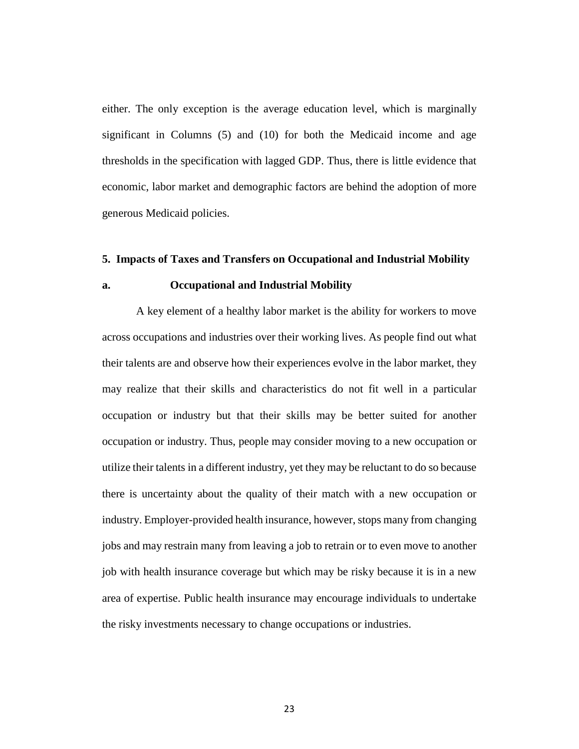either. The only exception is the average education level, which is marginally significant in Columns (5) and (10) for both the Medicaid income and age thresholds in the specification with lagged GDP. Thus, there is little evidence that economic, labor market and demographic factors are behind the adoption of more generous Medicaid policies.

## 5. Impacts of Taxes and Transfers on Occupational and Industrial Mobility

### a. Occupational and Industrial Mobility

A key element of a healthy labor market is the ability for workers to move across occupations and industries over their working lives. As people find out what their talents are and observe how their experiences evolve in the labor market, they may realize that their skills and characteristics do not fit well in a particular occupation or industry but that their skills may be better suited for another occupation or industry. Thus, people may consider moving to a new occupation or utilize their talents in a different industry, yet they may be reluctant to do so because there is uncertainty about the quality of their match with a new occupation or industry. Employer-provided health insurance, however, stops many from changing jobs and may restrain many from leaving a job to retrain or to even move to another job with health insurance coverage but which may be risky because it is in a new area of expertise. Public health insurance may encourage individuals to undertake the risky investments necessary to change occupations or industries.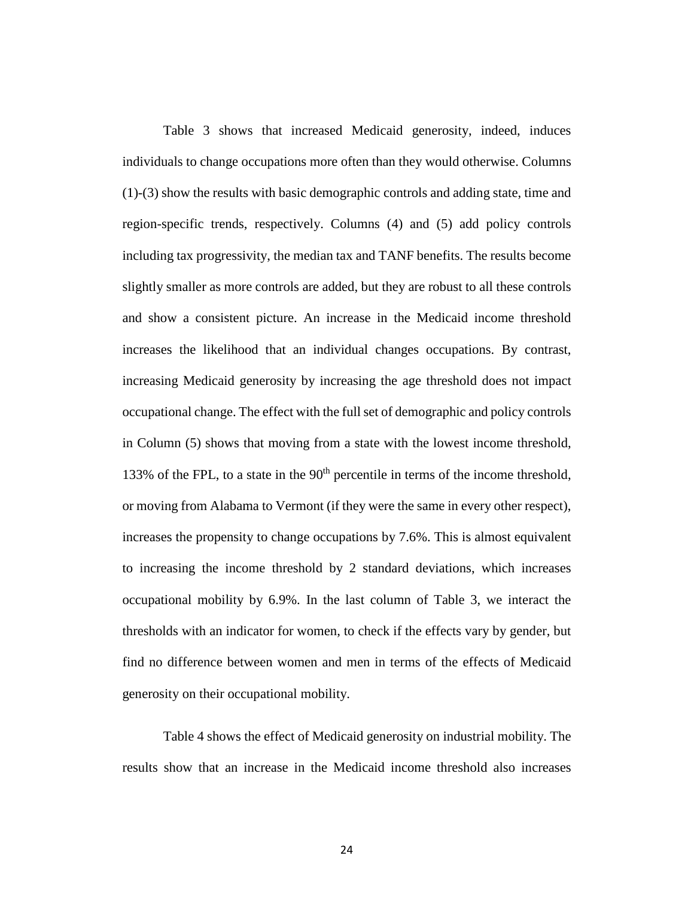Table 3 shows that increased Medicaid generosity, indeed, induces individuals to change occupations more often than they would otherwise. Columns (1)-(3) show the results with basic demographic controls and adding state, time and region-specific trends, respectively. Columns (4) and (5) add policy controls including tax progressivity, the median tax and TANF benefits. The results become slightly smaller as more controls are added, but they are robust to all these controls and show a consistent picture. An increase in the Medicaid income threshold increases the likelihood that an individual changes occupations. By contrast, increasing Medicaid generosity by increasing the age threshold does not impact occupational change. The effect with the full set of demographic and policy controls in Column (5) shows that moving from a state with the lowest income threshold, 133% of the FPL, to a state in the 90$^{th}$ percentile in terms of the income threshold, or moving from Alabama to Vermont (if they were the same in every other respect), increases the propensity to change occupations by 7.6%. This is almost equivalent to increasing the income threshold by 2 standard deviations, which increases occupational mobility by 6.9%. In the last column of Table 3, we interact the thresholds with an indicator for women, to check if the effects vary by gender, but find no difference between women and men in terms of the effects of Medicaid generosity on their occupational mobility.

Table 4 shows the effect of Medicaid generosity on industrial mobility. The results show that an increase in the Medicaid income threshold also increases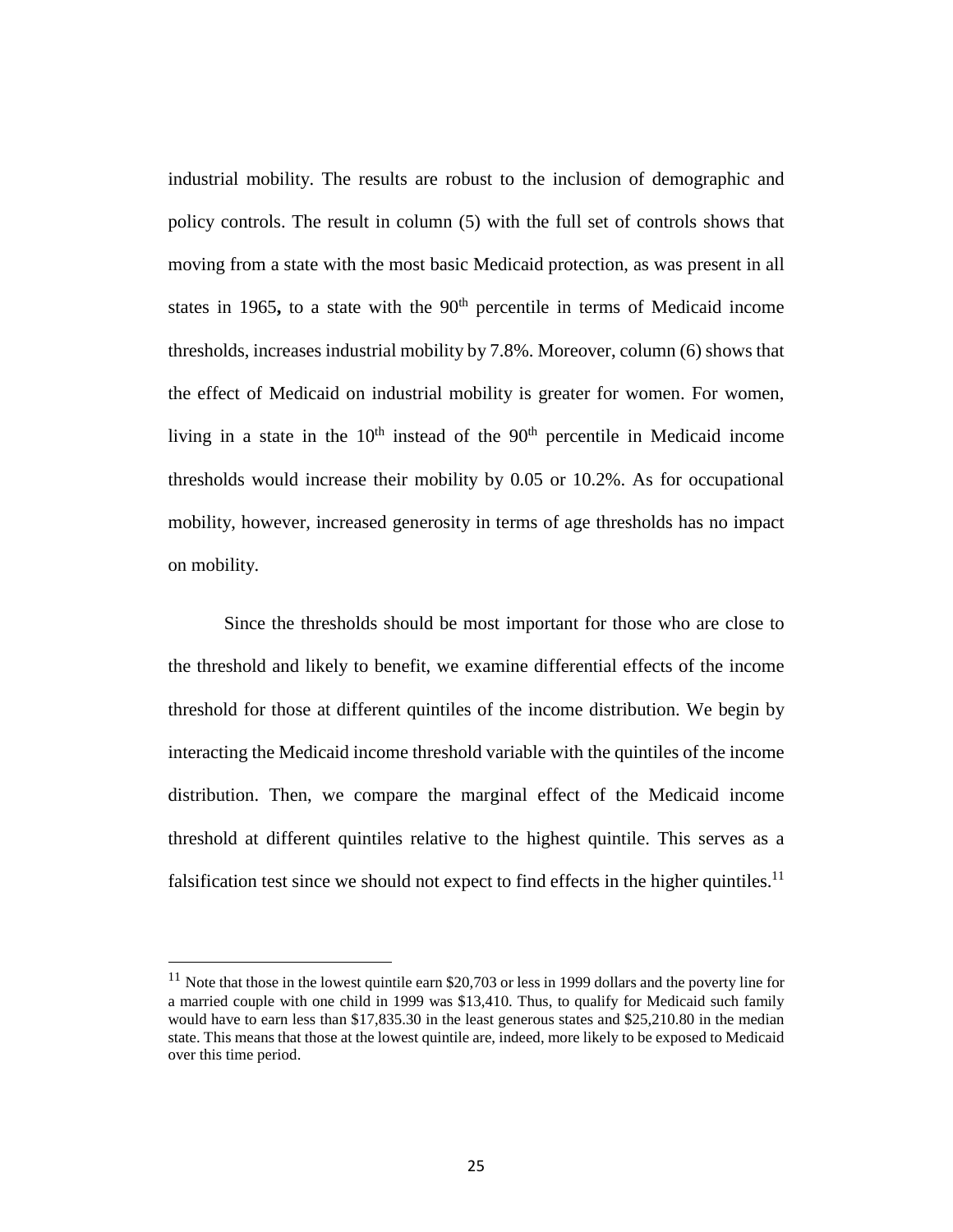industrial mobility. The results are robust to the inclusion of demographic and policy controls. The result in column (5) with the full set of controls shows that moving from a state with the most basic Medicaid protection, as was present in all states in 1965**,** to a state with the 90th percentile in terms of Medicaid income thresholds, increases industrial mobility by 7.8%. Moreover, column (6) shows that the effect of Medicaid on industrial mobility is greater for women. For women, living in a state in the 10th instead of the 90th percentile in Medicaid income thresholds would increase their mobility by 0.05 or 10.2%. As for occupational mobility, however, increased generosity in terms of age thresholds has no impact on mobility.

Since the thresholds should be most important for those who are close to the threshold and likely to benefit, we examine differential effects of the income threshold for those at different quintiles of the income distribution. We begin by interacting the Medicaid income threshold variable with the quintiles of the income distribution. Then, we compare the marginal effect of the Medicaid income threshold at different quintiles relative to the highest quintile. This serves as a falsification test since we should not expect to find effects in the higher quintiles.[11]

---

[11] Note that those in the lowest quintile earn \$20,703 or less in 1999 dollars and the poverty line for a married couple with one child in 1999 was \$13,410. Thus, to qualify for Medicaid such family would have to earn less than \$17,835.30 in the least generous states and \$25,210.80 in the median state. This means that those at the lowest quintile are, indeed, more likely to be exposed to Medicaid over this time period.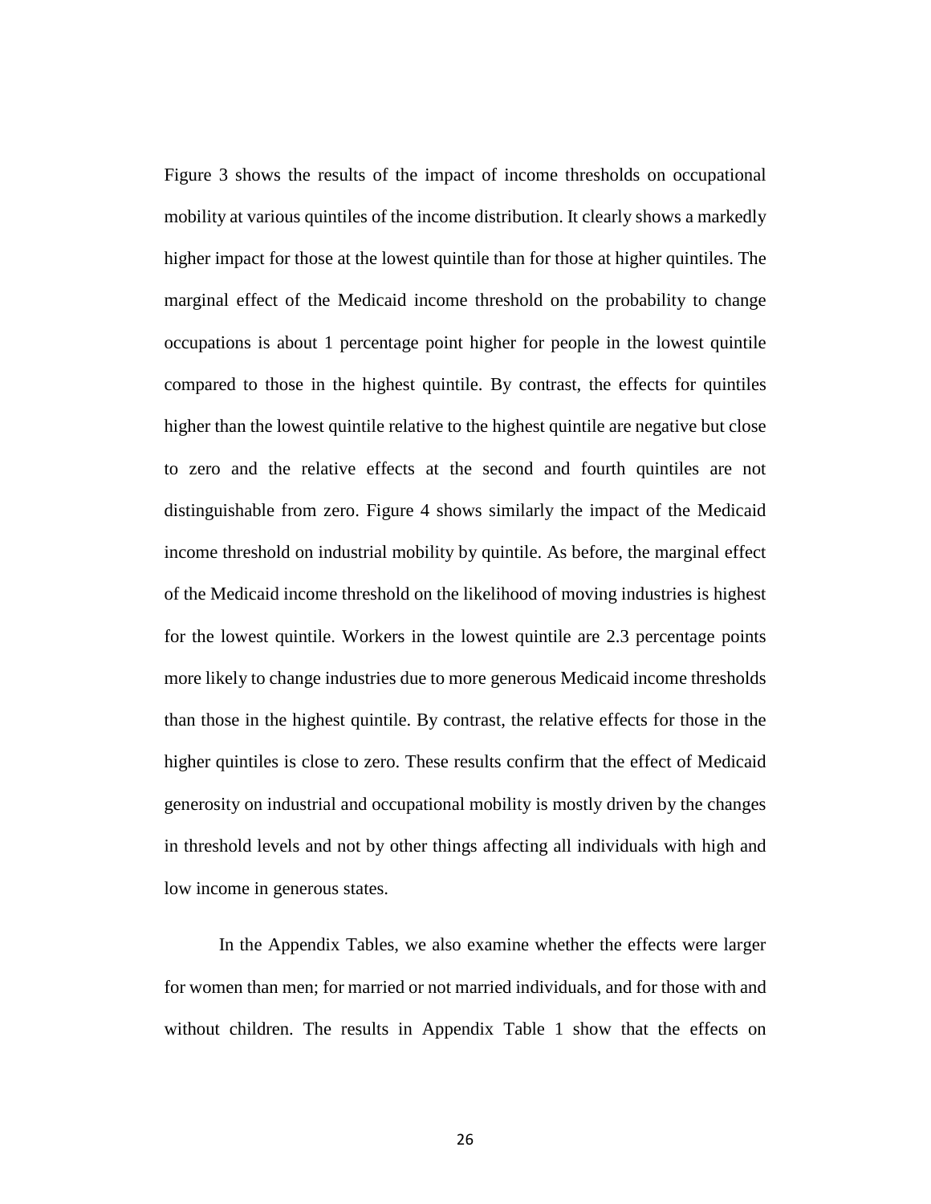Figure 3 shows the results of the impact of income thresholds on occupational mobility at various quintiles of the income distribution. It clearly shows a markedly higher impact for those at the lowest quintile than for those at higher quintiles. The marginal effect of the Medicaid income threshold on the probability to change occupations is about 1 percentage point higher for people in the lowest quintile compared to those in the highest quintile. By contrast, the effects for quintiles higher than the lowest quintile relative to the highest quintile are negative but close to zero and the relative effects at the second and fourth quintiles are not distinguishable from zero. Figure 4 shows similarly the impact of the Medicaid income threshold on industrial mobility by quintile. As before, the marginal effect of the Medicaid income threshold on the likelihood of moving industries is highest for the lowest quintile. Workers in the lowest quintile are 2.3 percentage points more likely to change industries due to more generous Medicaid income thresholds than those in the highest quintile. By contrast, the relative effects for those in the higher quintiles is close to zero. These results confirm that the effect of Medicaid generosity on industrial and occupational mobility is mostly driven by the changes in threshold levels and not by other things affecting all individuals with high and low income in generous states.

In the Appendix Tables, we also examine whether the effects were larger for women than men; for married or not married individuals, and for those with and without children. The results in Appendix Table 1 show that the effects on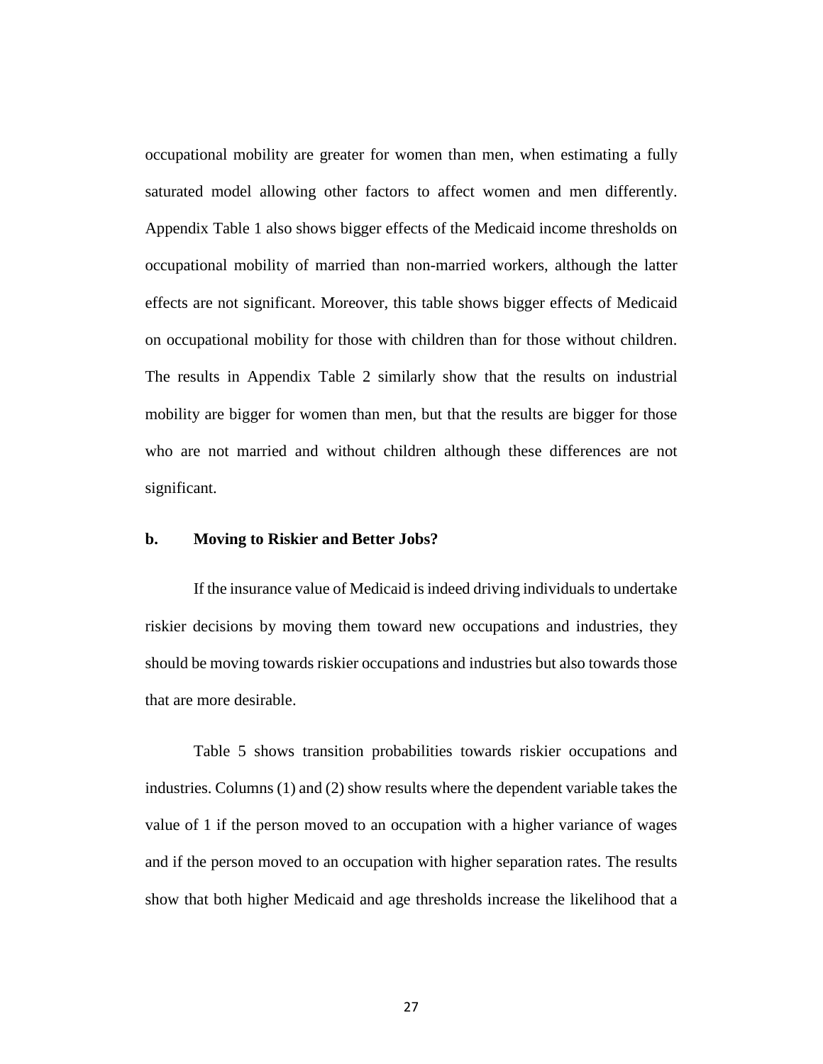occupational mobility are greater for women than men, when estimating a fully saturated model allowing other factors to affect women and men differently. Appendix Table 1 also shows bigger effects of the Medicaid income thresholds on occupational mobility of married than non-married workers, although the latter effects are not significant. Moreover, this table shows bigger effects of Medicaid on occupational mobility for those with children than for those without children. The results in Appendix Table 2 similarly show that the results on industrial mobility are bigger for women than men, but that the results are bigger for those who are not married and without children although these differences are not significant.

### b. Moving to Riskier and Better Jobs?

If the insurance value of Medicaid is indeed driving individuals to undertake riskier decisions by moving them toward new occupations and industries, they should be moving towards riskier occupations and industries but also towards those that are more desirable.

Table 5 shows transition probabilities towards riskier occupations and industries. Columns (1) and (2) show results where the dependent variable takes the value of 1 if the person moved to an occupation with a higher variance of wages and if the person moved to an occupation with higher separation rates. The results show that both higher Medicaid and age thresholds increase the likelihood that a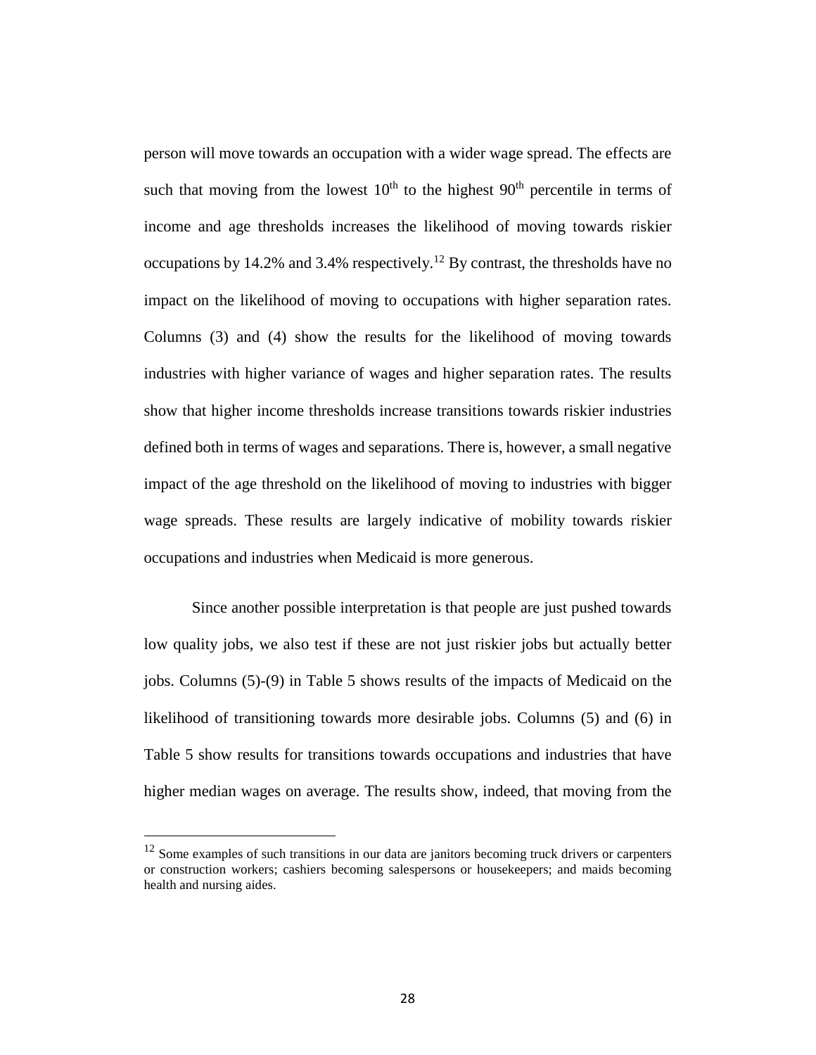person will move towards an occupation with a wider wage spread. The effects are such that moving from the lowest 10$^{th}$ to the highest 90$^{th}$ percentile in terms of income and age thresholds increases the likelihood of moving towards riskier occupations by 14.2% and 3.4% respectively.[12] By contrast, the thresholds have no impact on the likelihood of moving to occupations with higher separation rates. Columns (3) and (4) show the results for the likelihood of moving towards industries with higher variance of wages and higher separation rates. The results show that higher income thresholds increase transitions towards riskier industries defined both in terms of wages and separations. There is, however, a small negative impact of the age threshold on the likelihood of moving to industries with bigger wage spreads. These results are largely indicative of mobility towards riskier occupations and industries when Medicaid is more generous.

Since another possible interpretation is that people are just pushed towards low quality jobs, we also test if these are not just riskier jobs but actually better jobs. Columns (5)-(9) in Table 5 shows results of the impacts of Medicaid on the likelihood of transitioning towards more desirable jobs. Columns (5) and (6) in Table 5 show results for transitions towards occupations and industries that have higher median wages on average. The results show, indeed, that moving from the

---

[12] Some examples of such transitions in our data are janitors becoming truck drivers or carpenters or construction workers; cashiers becoming salespersons or housekeepers; and maids becoming health and nursing aides.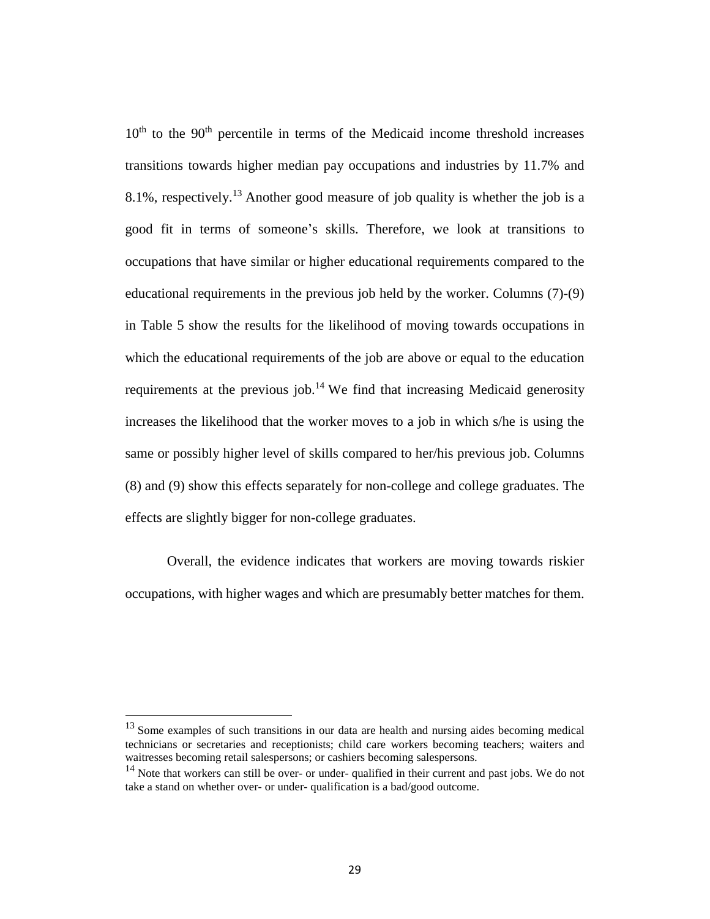10th to the 90th percentile in terms of the Medicaid income threshold increases transitions towards higher median pay occupations and industries by 11.7% and 8.1%, respectively.[13] Another good measure of job quality is whether the job is a good fit in terms of someone's skills. Therefore, we look at transitions to occupations that have similar or higher educational requirements compared to the educational requirements in the previous job held by the worker. Columns (7)-(9) in Table 5 show the results for the likelihood of moving towards occupations in which the educational requirements of the job are above or equal to the education requirements at the previous job.[14] We find that increasing Medicaid generosity increases the likelihood that the worker moves to a job in which s/he is using the same or possibly higher level of skills compared to her/his previous job. Columns (8) and (9) show this effects separately for non-college and college graduates. The effects are slightly bigger for non-college graduates.

Overall, the evidence indicates that workers are moving towards riskier occupations, with higher wages and which are presumably better matches for them.

---

[13] Some examples of such transitions in our data are health and nursing aides becoming medical technicians or secretaries and receptionists; child care workers becoming teachers; waiters and waitresses becoming retail salespersons; or cashiers becoming salespersons.

[14] Note that workers can still be over- or under- qualified in their current and past jobs. We do not take a stand on whether over- or under- qualification is a bad/good outcome.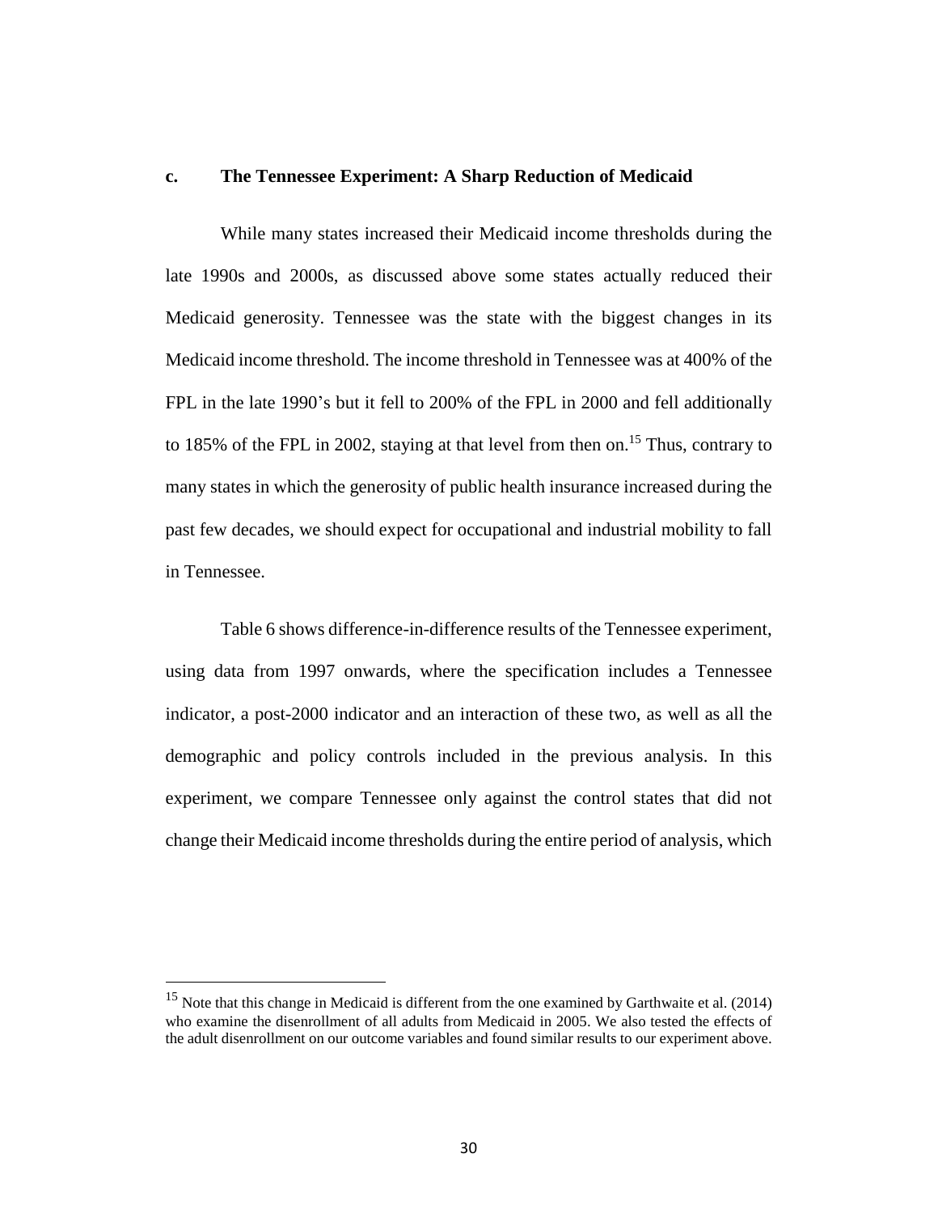### c. The Tennessee Experiment: A Sharp Reduction of Medicaid

While many states increased their Medicaid income thresholds during the late 1990s and 2000s, as discussed above some states actually reduced their Medicaid generosity. Tennessee was the state with the biggest changes in its Medicaid income threshold. The income threshold in Tennessee was at 400% of the FPL in the late 1990's but it fell to 200% of the FPL in 2000 and fell additionally to 185% of the FPL in 2002, staying at that level from then on.[15] Thus, contrary to many states in which the generosity of public health insurance increased during the past few decades, we should expect for occupational and industrial mobility to fall in Tennessee.

Table 6 shows difference-in-difference results of the Tennessee experiment, using data from 1997 onwards, where the specification includes a Tennessee indicator, a post-2000 indicator and an interaction of these two, as well as all the demographic and policy controls included in the previous analysis. In this experiment, we compare Tennessee only against the control states that did not change their Medicaid income thresholds during the entire period of analysis, which

[15] Note that this change in Medicaid is different from the one examined by Garthwaite et al. (2014) who examine the disenrollment of all adults from Medicaid in 2005. We also tested the effects of the adult disenrollment on our outcome variables and found similar results to our experiment above.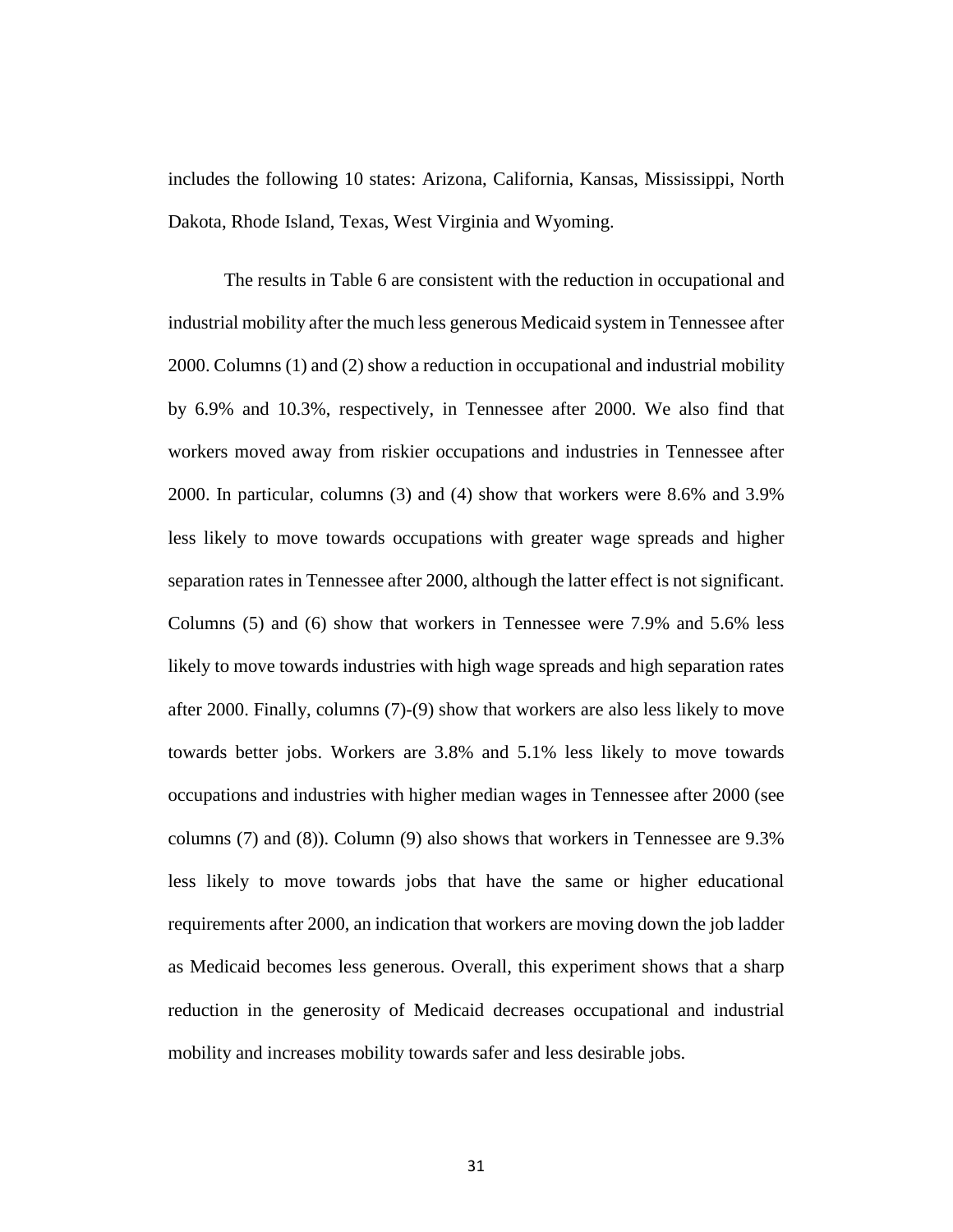includes the following 10 states: Arizona, California, Kansas, Mississippi, North Dakota, Rhode Island, Texas, West Virginia and Wyoming.

The results in Table 6 are consistent with the reduction in occupational and industrial mobility after the much less generous Medicaid system in Tennessee after 2000. Columns (1) and (2) show a reduction in occupational and industrial mobility by 6.9% and 10.3%, respectively, in Tennessee after 2000. We also find that workers moved away from riskier occupations and industries in Tennessee after 2000. In particular, columns (3) and (4) show that workers were 8.6% and 3.9% less likely to move towards occupations with greater wage spreads and higher separation rates in Tennessee after 2000, although the latter effect is not significant. Columns (5) and (6) show that workers in Tennessee were 7.9% and 5.6% less likely to move towards industries with high wage spreads and high separation rates after 2000. Finally, columns (7)-(9) show that workers are also less likely to move towards better jobs. Workers are 3.8% and 5.1% less likely to move towards occupations and industries with higher median wages in Tennessee after 2000 (see columns (7) and (8)). Column (9) also shows that workers in Tennessee are 9.3% less likely to move towards jobs that have the same or higher educational requirements after 2000, an indication that workers are moving down the job ladder as Medicaid becomes less generous. Overall, this experiment shows that a sharp reduction in the generosity of Medicaid decreases occupational and industrial mobility and increases mobility towards safer and less desirable jobs.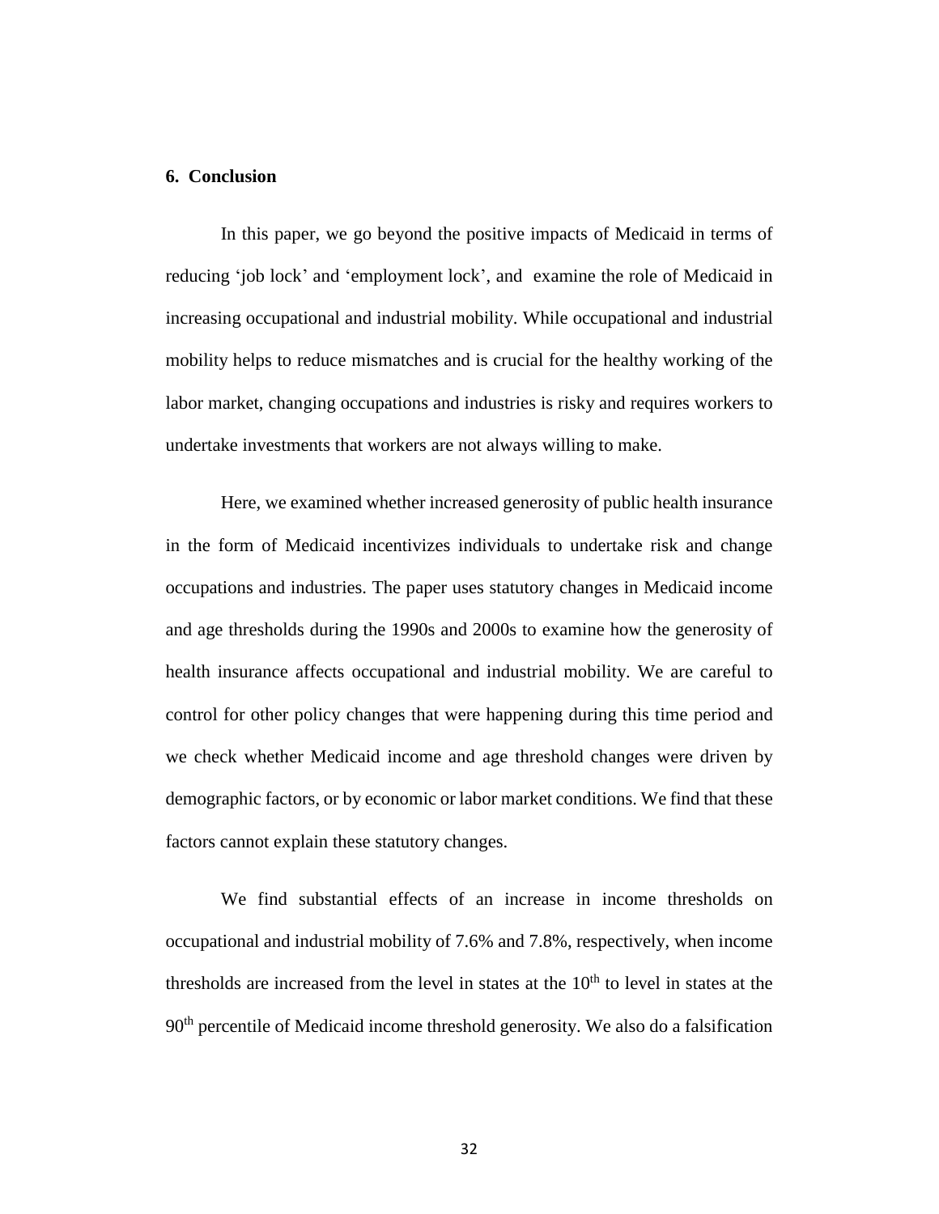## 6. Conclusion

In this paper, we go beyond the positive impacts of Medicaid in terms of reducing 'job lock' and 'employment lock', and examine the role of Medicaid in increasing occupational and industrial mobility. While occupational and industrial mobility helps to reduce mismatches and is crucial for the healthy working of the labor market, changing occupations and industries is risky and requires workers to undertake investments that workers are not always willing to make.

Here, we examined whether increased generosity of public health insurance in the form of Medicaid incentivizes individuals to undertake risk and change occupations and industries. The paper uses statutory changes in Medicaid income and age thresholds during the 1990s and 2000s to examine how the generosity of health insurance affects occupational and industrial mobility. We are careful to control for other policy changes that were happening during this time period and we check whether Medicaid income and age threshold changes were driven by demographic factors, or by economic or labor market conditions. We find that these factors cannot explain these statutory changes.

We find substantial effects of an increase in income thresholds on occupational and industrial mobility of 7.6% and 7.8%, respectively, when income thresholds are increased from the level in states at the 10th to level in states at the 90th percentile of Medicaid income threshold generosity. We also do a falsification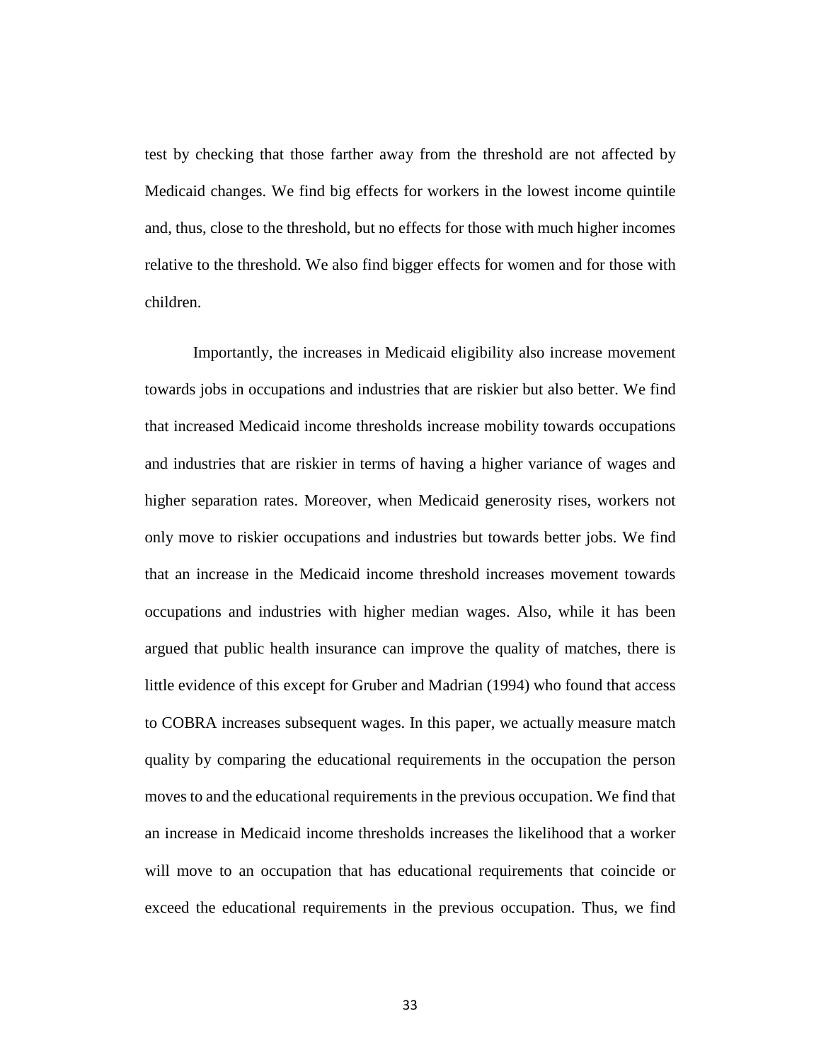test by checking that those farther away from the threshold are not affected by Medicaid changes. We find big effects for workers in the lowest income quintile and, thus, close to the threshold, but no effects for those with much higher incomes relative to the threshold. We also find bigger effects for women and for those with children.

Importantly, the increases in Medicaid eligibility also increase movement towards jobs in occupations and industries that are riskier but also better. We find that increased Medicaid income thresholds increase mobility towards occupations and industries that are riskier in terms of having a higher variance of wages and higher separation rates. Moreover, when Medicaid generosity rises, workers not only move to riskier occupations and industries but towards better jobs. We find that an increase in the Medicaid income threshold increases movement towards occupations and industries with higher median wages. Also, while it has been argued that public health insurance can improve the quality of matches, there is little evidence of this except for Gruber and Madrian (1994) who found that access to COBRA increases subsequent wages. In this paper, we actually measure match quality by comparing the educational requirements in the occupation the person moves to and the educational requirements in the previous occupation. We find that an increase in Medicaid income thresholds increases the likelihood that a worker will move to an occupation that has educational requirements that coincide or exceed the educational requirements in the previous occupation. Thus, we find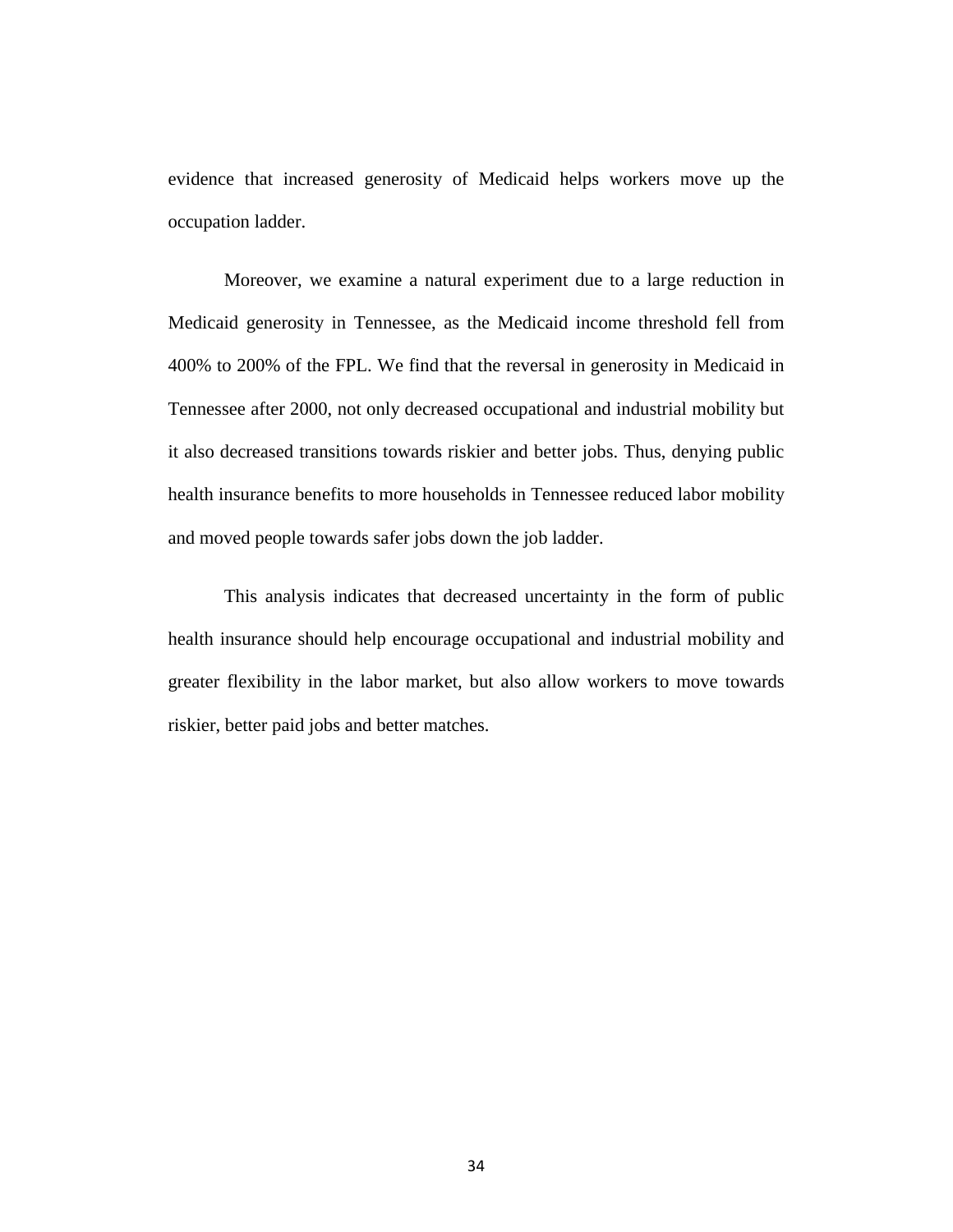evidence that increased generosity of Medicaid helps workers move up the occupation ladder.

Moreover, we examine a natural experiment due to a large reduction in Medicaid generosity in Tennessee, as the Medicaid income threshold fell from 400% to 200% of the FPL. We find that the reversal in generosity in Medicaid in Tennessee after 2000, not only decreased occupational and industrial mobility but it also decreased transitions towards riskier and better jobs. Thus, denying public health insurance benefits to more households in Tennessee reduced labor mobility and moved people towards safer jobs down the job ladder.

This analysis indicates that decreased uncertainty in the form of public health insurance should help encourage occupational and industrial mobility and greater flexibility in the labor market, but also allow workers to move towards riskier, better paid jobs and better matches.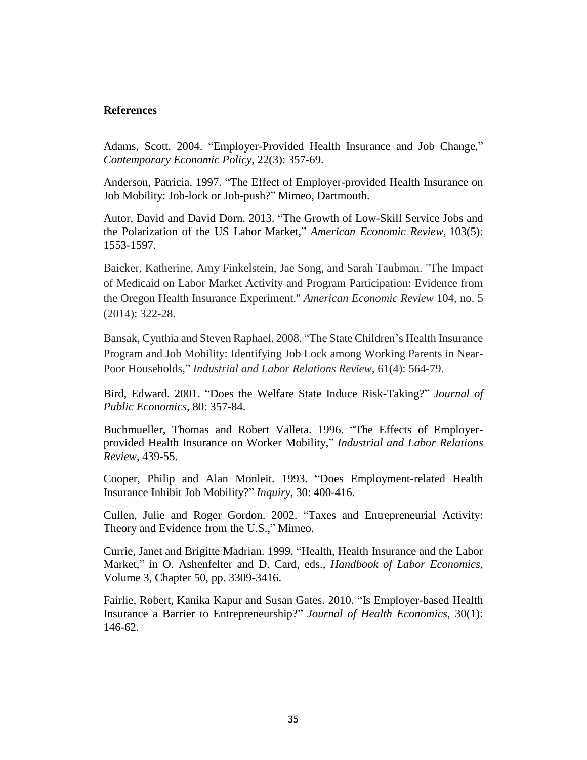## References

Adams, Scott. 2004. "Employer-Provided Health Insurance and Job Change," *Contemporary Economic Policy*, 22(3): 357-69.

Anderson, Patricia. 1997. "The Effect of Employer-provided Health Insurance on Job Mobility: Job-lock or Job-push?" Mimeo, Dartmouth.

Autor, David and David Dorn. 2013. "The Growth of Low-Skill Service Jobs and the Polarization of the US Labor Market," *American Economic Review*, 103(5): 1553-1597.

Baicker, Katherine, Amy Finkelstein, Jae Song, and Sarah Taubman. "The Impact of Medicaid on Labor Market Activity and Program Participation: Evidence from the Oregon Health Insurance Experiment." *American Economic Review* 104, no. 5 (2014): 322-28.

Bansak, Cynthia and Steven Raphael. 2008. "The State Children's Health Insurance Program and Job Mobility: Identifying Job Lock among Working Parents in Near-Poor Households," *Industrial and Labor Relations Review*, 61(4): 564-79.

Bird, Edward. 2001. "Does the Welfare State Induce Risk-Taking?" *Journal of Public Economics*, 80: 357-84.

Buchmueller, Thomas and Robert Valleta. 1996. "The Effects of Employer-provided Health Insurance on Worker Mobility," *Industrial and Labor Relations Review*, 439-55.

Cooper, Philip and Alan Monleit. 1993. "Does Employment-related Health Insurance Inhibit Job Mobility?" *Inquiry*, 30: 400-416.

Cullen, Julie and Roger Gordon. 2002. "Taxes and Entrepreneurial Activity: Theory and Evidence from the U.S.," Mimeo.

Currie, Janet and Brigitte Madrian. 1999. "Health, Health Insurance and the Labor Market," in O. Ashenfelter and D. Card, eds., *Handbook of Labor Economics*, Volume 3, Chapter 50, pp. 3309-3416.

Fairlie, Robert, Kanika Kapur and Susan Gates. 2010. "Is Employer-based Health Insurance a Barrier to Entrepreneurship?" *Journal of Health Economics*, 30(1): 146-62.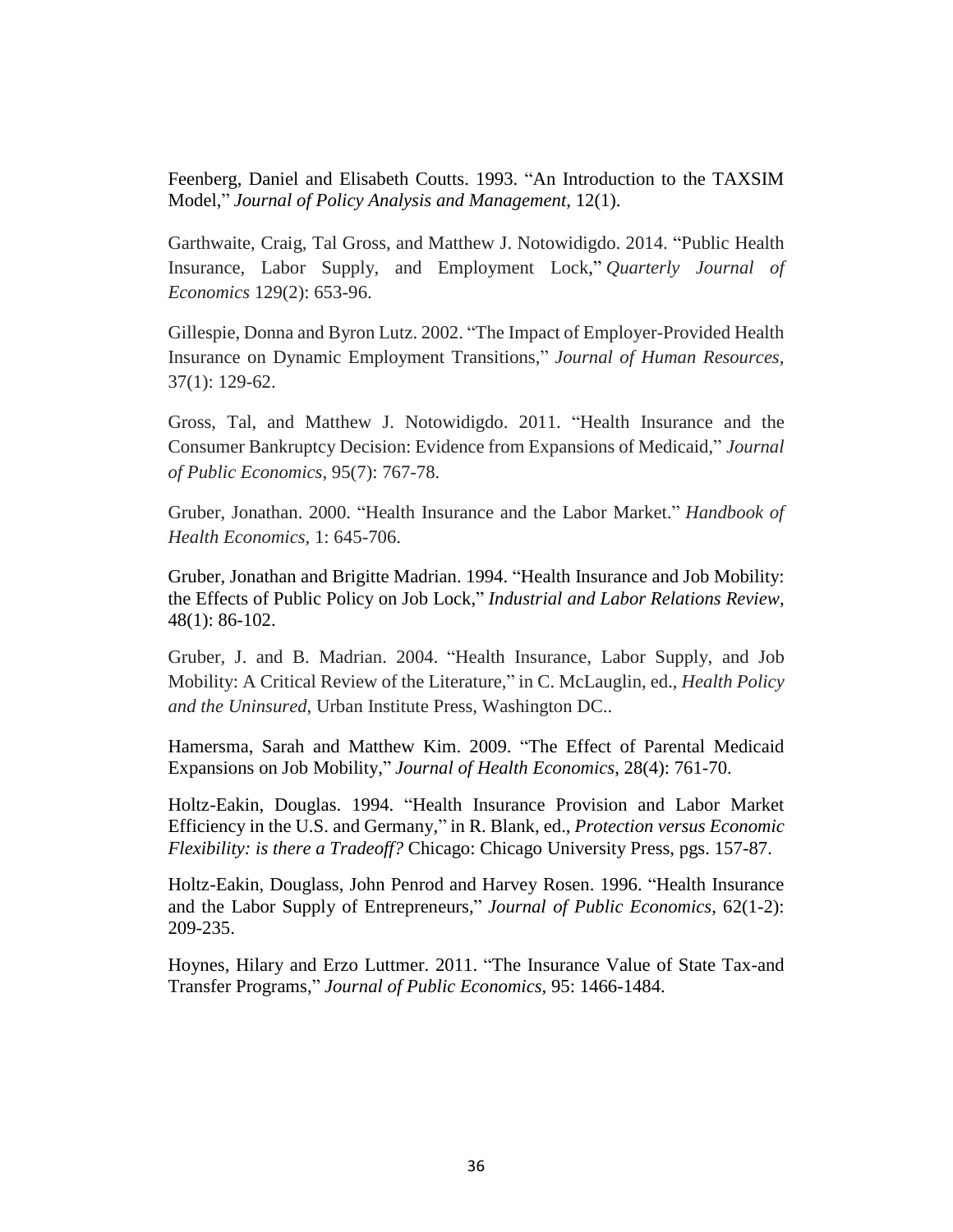Feenberg, Daniel and Elisabeth Coutts. 1993. "An Introduction to the TAXSIM Model," *Journal of Policy Analysis and Management*, 12(1).

Garthwaite, Craig, Tal Gross, and Matthew J. Notowidigdo. 2014. "Public Health Insurance, Labor Supply, and Employment Lock," *Quarterly Journal of Economics* 129(2): 653-96.

Gillespie, Donna and Byron Lutz. 2002. "The Impact of Employer-Provided Health Insurance on Dynamic Employment Transitions," *Journal of Human Resources*, 37(1): 129-62.

Gross, Tal, and Matthew J. Notowidigdo. 2011. "Health Insurance and the Consumer Bankruptcy Decision: Evidence from Expansions of Medicaid," *Journal of Public Economics*, 95(7): 767-78.

Gruber, Jonathan. 2000. "Health Insurance and the Labor Market." *Handbook of Health Economics,* 1: 645-706.

Gruber, Jonathan and Brigitte Madrian. 1994. "Health Insurance and Job Mobility: the Effects of Public Policy on Job Lock," *Industrial and Labor Relations Review*, 48(1): 86-102.

Gruber, J. and B. Madrian. 2004. "Health Insurance, Labor Supply, and Job Mobility: A Critical Review of the Literature," in C. McLauglin, ed., *Health Policy and the Uninsured*, Urban Institute Press, Washington DC..

Hamersma, Sarah and Matthew Kim. 2009. "The Effect of Parental Medicaid Expansions on Job Mobility," *Journal of Health Economics*, 28(4): 761-70.

Holtz-Eakin, Douglas. 1994. "Health Insurance Provision and Labor Market Efficiency in the U.S. and Germany," in R. Blank, ed., *Protection versus Economic Flexibility: is there a Tradeoff?* Chicago: Chicago University Press, pgs. 157-87.

Holtz-Eakin, Douglass, John Penrod and Harvey Rosen. 1996. "Health Insurance and the Labor Supply of Entrepreneurs," *Journal of Public Economics*, 62(1-2): 209-235.

Hoynes, Hilary and Erzo Luttmer. 2011. "The Insurance Value of State Tax-and Transfer Programs," *Journal of Public Economics*, 95: 1466-1484.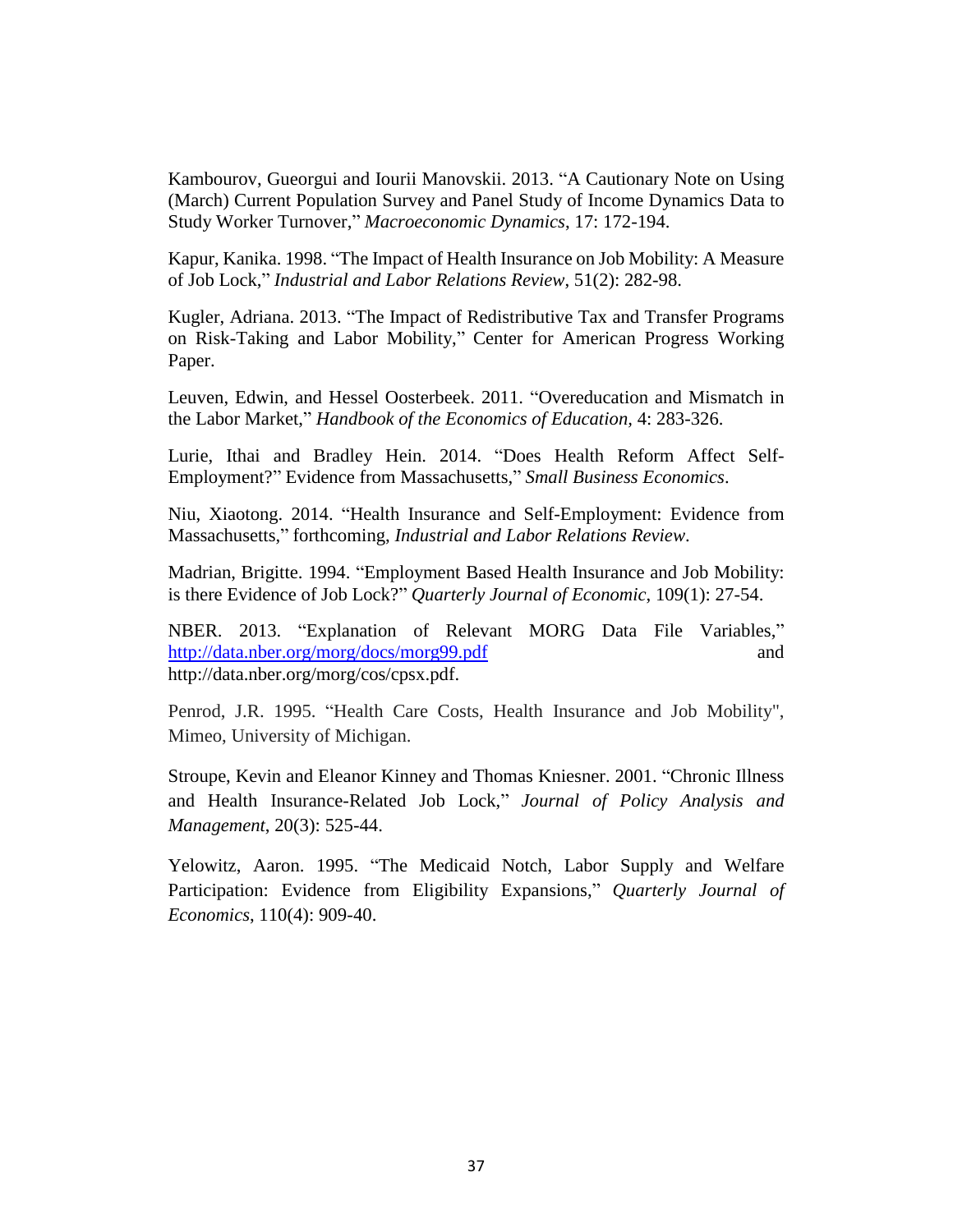Kambourov, Gueorgui and Iourii Manovskii. 2013. "A Cautionary Note on Using (March) Current Population Survey and Panel Study of Income Dynamics Data to Study Worker Turnover," *Macroeconomic Dynamics*, 17: 172-194.

Kapur, Kanika. 1998. "The Impact of Health Insurance on Job Mobility: A Measure of Job Lock," *Industrial and Labor Relations Review*, 51(2): 282-98.

Kugler, Adriana. 2013. "The Impact of Redistributive Tax and Transfer Programs on Risk-Taking and Labor Mobility," Center for American Progress Working Paper.

Leuven, Edwin, and Hessel Oosterbeek. 2011. "Overeducation and Mismatch in the Labor Market," *Handbook of the Economics of Education*, 4: 283-326.

Lurie, Ithai and Bradley Hein. 2014. "Does Health Reform Affect Self-Employment?" Evidence from Massachusetts," *Small Business Economics*.

Niu, Xiaotong. 2014. "Health Insurance and Self-Employment: Evidence from Massachusetts," forthcoming, *Industrial and Labor Relations Review*.

Madrian, Brigitte. 1994. "Employment Based Health Insurance and Job Mobility: is there Evidence of Job Lock?" *Quarterly Journal of Economic*, 109(1): 27-54.

NBER. 2013. "Explanation of Relevant MORG Data File Variables," http://data.nber.org/morg/docs/morg99.pdf and http://data.nber.org/morg/cos/cpsx.pdf.

Penrod, J.R. 1995. "Health Care Costs, Health Insurance and Job Mobility", Mimeo, University of Michigan.

Stroupe, Kevin and Eleanor Kinney and Thomas Kniesner. 2001. "Chronic Illness and Health Insurance-Related Job Lock," *Journal of Policy Analysis and Management*, 20(3): 525-44.

Yelowitz, Aaron. 1995. "The Medicaid Notch, Labor Supply and Welfare Participation: Evidence from Eligibility Expansions," *Quarterly Journal of Economics*, 110(4): 909-40.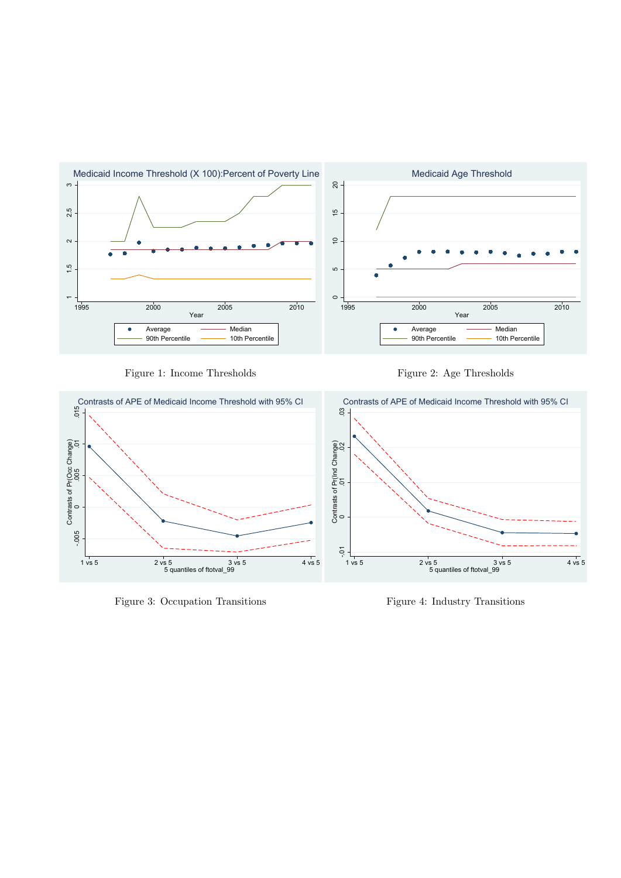Figure 1: Income Thresholds

Figure 2: Age Thresholds

Figure 3: Occupation Transitions

Figure 4: Industry Transitions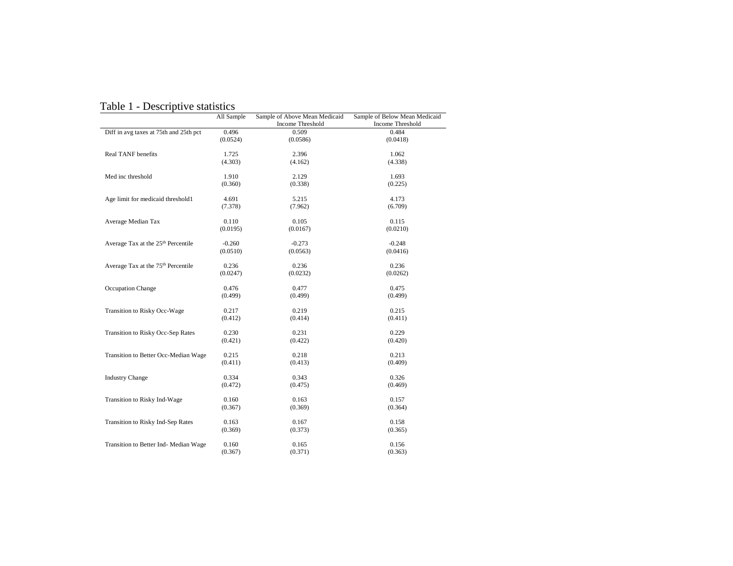# Table 1 - Descriptive statistics

| | All Sample | Sample of Above Mean Medicaid Income Threshold | Sample of Below Mean Medicaid Income Threshold |
|---|---|---|---|
| Diff in avg taxes at 75th and 25th pct | 0.496 | 0.509 | 0.484 |
| | (0.0524) | (0.0586) | (0.0418) |
| Real TANF benefits | 1.725 | 2.396 | 1.062 |
| | (4.303) | (4.162) | (4.338) |
| Med inc threshold | 1.910 | 2.129 | 1.693 |
| | (0.360) | (0.338) | (0.225) |
| Age limit for medicaid threshold1 | 4.691 | 5.215 | 4.173 |
| | (7.378) | (7.962) | (6.709) |
| Average Median Tax | 0.110 | 0.105 | 0.115 |
| | (0.0195) | (0.0167) | (0.0210) |
| Average Tax at the 25th Percentile | -0.260 | -0.273 | -0.248 |
| | (0.0510) | (0.0563) | (0.0416) |
| Average Tax at the 75th Percentile | 0.236 | 0.236 | 0.236 |
| | (0.0247) | (0.0232) | (0.0262) |
| Occupation Change | 0.476 | 0.477 | 0.475 |
| | (0.499) | (0.499) | (0.499) |
| Transition to Risky Occ-Wage | 0.217 | 0.219 | 0.215 |
| | (0.412) | (0.414) | (0.411) |
| Transition to Risky Occ-Sep Rates | 0.230 | 0.231 | 0.229 |
| | (0.421) | (0.422) | (0.420) |
| Transition to Better Occ-Median Wage | 0.215 | 0.218 | 0.213 |
| | (0.411) | (0.413) | (0.409) |
| Industry Change | 0.334 | 0.343 | 0.326 |
| | (0.472) | (0.475) | (0.469) |
| Transition to Risky Ind-Wage | 0.160 | 0.163 | 0.157 |
| | (0.367) | (0.369) | (0.364) |
| Transition to Risky Ind-Sep Rates | 0.163 | 0.167 | 0.158 |
| | (0.369) | (0.373) | (0.365) |
| Transition to Better Ind- Median Wage | 0.160 | 0.165 | 0.156 |
| | (0.367) | (0.371) | (0.363) |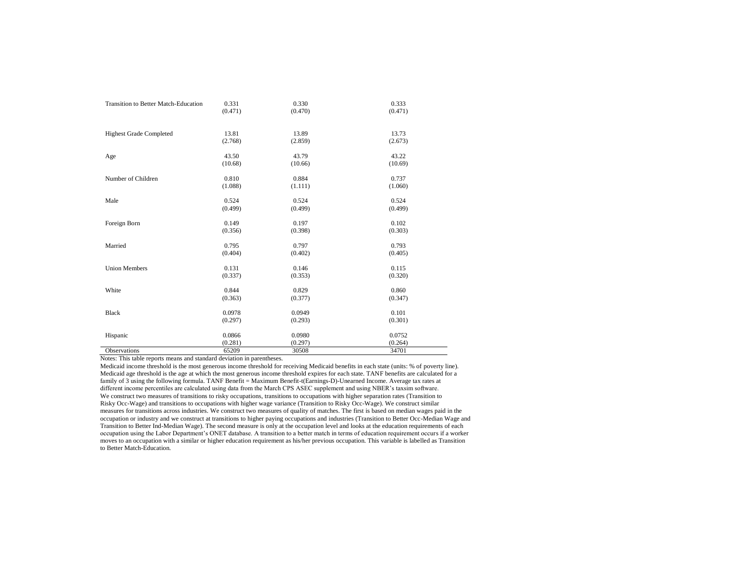| | | | |
|---|---|---|---|
| Transition to Better Match-Education | 0.331 | 0.330 | 0.333 |
| | (0.471) | (0.470) | (0.471) |
| Highest Grade Completed | 13.81 | 13.89 | 13.73 |
| | (2.768) | (2.859) | (2.673) |
| Age | 43.50 | 43.79 | 43.22 |
| | (10.68) | (10.66) | (10.69) |
| Number of Children | 0.810 | 0.884 | 0.737 |
| | (1.088) | (1.111) | (1.060) |
| Male | 0.524 | 0.524 | 0.524 |
| | (0.499) | (0.499) | (0.499) |
| Foreign Born | 0.149 | 0.197 | 0.102 |
| | (0.356) | (0.398) | (0.303) |
| Married | 0.795 | 0.797 | 0.793 |
| | (0.404) | (0.402) | (0.405) |
| Union Members | 0.131 | 0.146 | 0.115 |
| | (0.337) | (0.353) | (0.320) |
| White | 0.844 | 0.829 | 0.860 |
| | (0.363) | (0.377) | (0.347) |
| Black | 0.0978 | 0.0949 | 0.101 |
| | (0.297) | (0.293) | (0.301) |
| Hispanic | 0.0866 | 0.0980 | 0.0752 |
| | (0.281) | (0.297) | (0.264) |
| Observations | 65209 | 30508 | 34701 |

Notes: This table reports means and standard deviation in parentheses.
Medicaid income threshold is the most generous income threshold for receiving Medicaid benefits in each state (units: % of poverty line). Medicaid age threshold is the age at which the most generous income threshold expires for each state. TANF benefits are calculated for a family of 3 using the following formula. TANF Benefit = Maximum Benefit-t(Earnings-D)-Unearned Income. Average tax rates at different income percentiles are calculated using data from the March CPS ASEC supplement and using NBER's taxsim software.
We construct two measures of transitions to risky occupations, transitions to occupations with higher separation rates (Transition to Risky Occ-Wage) and transitions to occupations with higher wage variance (Transition to Risky Occ-Wage). We construct similar measures for transitions across industries. We construct two measures of quality of matches. The first is based on median wages paid in the occupation or industry and we construct at transitions to higher paying occupations and industries (Transition to Better Occ-Median Wage and Transition to Better Ind-Median Wage). The second measure is only at the occupation level and looks at the education requirements of each occupation using the Labor Department's ONET database. A transition to a better match in terms of education requirement occurs if a worker moves to an occupation with a similar or higher education requirement as his/her previous occupation. This variable is labelled as Transition to Better Match-Education.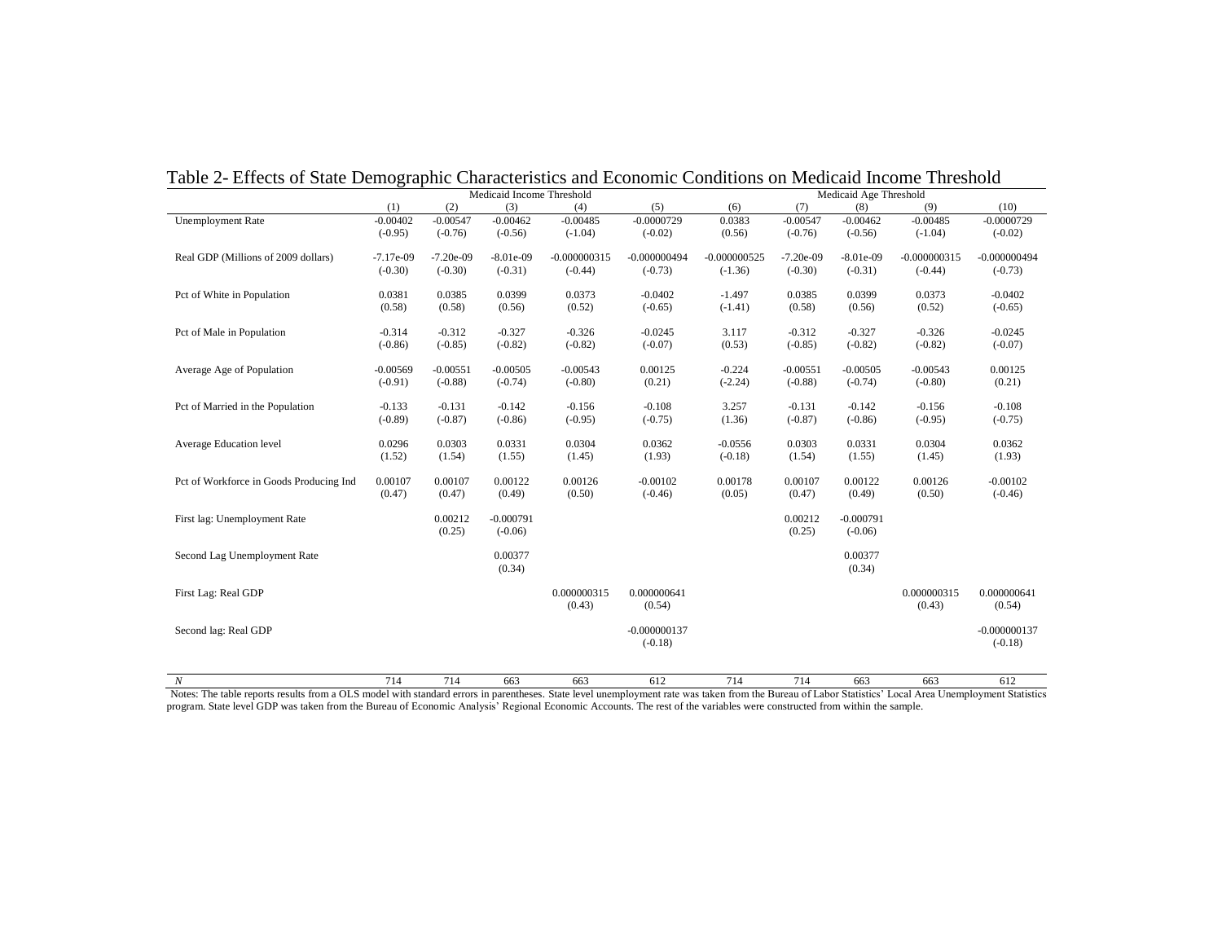# Table 2- Effects of State Demographic Characteristics and Economic Conditions on Medicaid Income Threshold

| | Medicaid Income Threshold | | | | | Medicaid Age Threshold | | | | |
|---|---|---|---|---|---|---|---|---|---|---|
| | (1) | (2) | (3) | (4) | (5) | (6) | (7) | (8) | (9) | (10) |
| Unemployment Rate | -0.00402 | -0.00547 | -0.00462 | -0.00485 | -0.0000729 | 0.0383 | -0.00547 | -0.00462 | -0.00485 | -0.0000729 |
| | (-0.95) | (-0.76) | (-0.56) | (-1.04) | (-0.02) | (0.56) | (-0.76) | (-0.56) | (-1.04) | (-0.02) |
| Real GDP (Millions of 2009 dollars) | -7.17e-09 | -7.20e-09 | -8.01e-09 | -0.000000315 | -0.000000494 | -0.000000525 | -7.20e-09 | -8.01e-09 | -0.000000315 | -0.000000494 |
| | (-0.30) | (-0.30) | (-0.31) | (-0.44) | (-0.73) | (-1.36) | (-0.30) | (-0.31) | (-0.44) | (-0.73) |
| Pct of White in Population | 0.0381 | 0.0385 | 0.0399 | 0.0373 | -0.0402 | -1.497 | 0.0385 | 0.0399 | 0.0373 | -0.0402 |
| | (0.58) | (0.58) | (0.56) | (0.52) | (-0.65) | (-1.41) | (0.58) | (0.56) | (0.52) | (-0.65) |
| Pct of Male in Population | -0.314 | -0.312 | -0.327 | -0.326 | -0.0245 | 3.117 | -0.312 | -0.327 | -0.326 | -0.0245 |
| | (-0.86) | (-0.85) | (-0.82) | (-0.82) | (-0.07) | (0.53) | (-0.85) | (-0.82) | (-0.82) | (-0.07) |
| Average Age of Population | -0.00569 | -0.00551 | -0.00505 | -0.00543 | 0.00125 | -0.224 | -0.00551 | -0.00505 | -0.00543 | 0.00125 |
| | (-0.91) | (-0.88) | (-0.74) | (-0.80) | (0.21) | (-2.24) | (-0.88) | (-0.74) | (-0.80) | (0.21) |
| Pct of Married in the Population | -0.133 | -0.131 | -0.142 | -0.156 | -0.108 | 3.257 | -0.131 | -0.142 | -0.156 | -0.108 |
| | (-0.89) | (-0.87) | (-0.86) | (-0.95) | (-0.75) | (1.36) | (-0.87) | (-0.86) | (-0.95) | (-0.75) |
| Average Education level | 0.0296 | 0.0303 | 0.0331 | 0.0304 | 0.0362 | -0.0556 | 0.0303 | 0.0331 | 0.0304 | 0.0362 |
| | (1.52) | (1.54) | (1.55) | (1.45) | (1.93) | (-0.18) | (1.54) | (1.55) | (1.45) | (1.93) |
| Pct of Workforce in Goods Producing Ind | 0.00107 | 0.00107 | 0.00122 | 0.00126 | -0.00102 | 0.00178 | 0.00107 | 0.00122 | 0.00126 | -0.00102 |
| | (0.47) | (0.47) | (0.49) | (0.50) | (-0.46) | (0.05) | (0.47) | (0.49) | (0.50) | (-0.46) |
| First lag: Unemployment Rate | | 0.00212 | -0.000791 | | | | 0.00212 | -0.000791 | | |
| | | (0.25) | (-0.06) | | | | (0.25) | (-0.06) | | |
| Second Lag Unemployment Rate | | | 0.00377 | | | | | 0.00377 | | |
| | | | (0.34) | | | | | (0.34) | | |
| First Lag: Real GDP | | | | 0.000000315 | 0.000000641 | | | | 0.000000315 | 0.000000641 |
| | | | | (0.43) | (0.54) | | | | (0.43) | (0.54) |
| Second lag: Real GDP | | | | | -0.000000137 | | | | | -0.000000137 |
| | | | | | (-0.18) | | | | | (-0.18) |
| *N* | 714 | 714 | 663 | 663 | 612 | 714 | 714 | 663 | 663 | 612 |

Notes: The table reports results from a OLS model with standard errors in parentheses. State level unemployment rate was taken from the Bureau of Labor Statistics' Local Area Unemployment Statistics program. State level GDP was taken from the Bureau of Economic Analysis' Regional Economic Accounts. The rest of the variables were constructed from within the sample.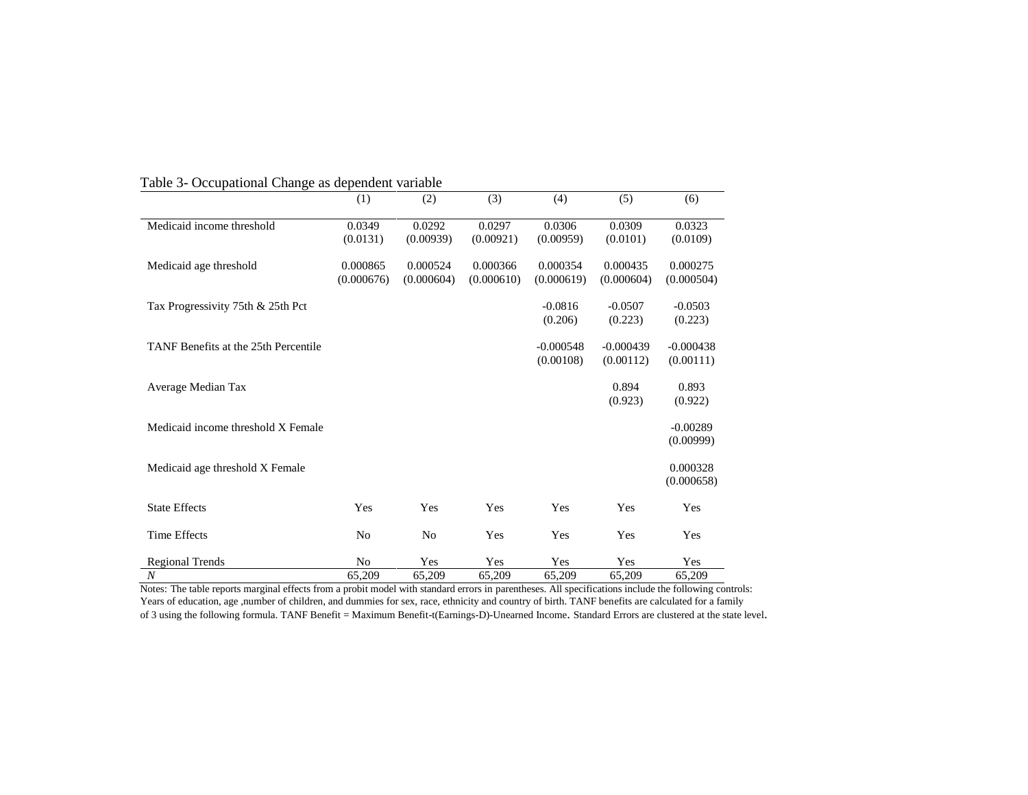Table 3- Occupational Change as dependent variable

| | (1) | (2) | (3) | (4) | (5) | (6) |
|---|---|---|---|---|---|---|
| Medicaid income threshold | 0.0349<br>(0.0131) | 0.0292<br>(0.00939) | 0.0297<br>(0.00921) | 0.0306<br>(0.00959) | 0.0309<br>(0.0101) | 0.0323<br>(0.0109) |
| Medicaid age threshold | 0.000865<br>(0.000676) | 0.000524<br>(0.000604) | 0.000366<br>(0.000610) | 0.000354<br>(0.000619) | 0.000435<br>(0.000604) | 0.000275<br>(0.000504) |
| Tax Progressivity 75th & 25th Pct | | | | -0.0816<br>(0.206) | -0.0507<br>(0.223) | -0.0503<br>(0.223) |
| TANF Benefits at the 25th Percentile | | | | -0.000548<br>(0.00108) | -0.000439<br>(0.00112) | -0.000438<br>(0.00111) |
| Average Median Tax | | | | | 0.894<br>(0.923) | 0.893<br>(0.922) |
| Medicaid income threshold X Female | | | | | | -0.00289<br>(0.00999) |
| Medicaid age threshold X Female | | | | | | 0.000328<br>(0.000658) |
| State Effects | Yes | Yes | Yes | Yes | Yes | Yes |
| Time Effects | No | No | Yes | Yes | Yes | Yes |
| Regional Trends | No | Yes | Yes | Yes | Yes | Yes |
| *N* | 65,209 | 65,209 | 65,209 | 65,209 | 65,209 | 65,209 |

Notes: The table reports marginal effects from a probit model with standard errors in parentheses. All specifications include the following controls: Years of education, age ,number of children, and dummies for sex, race, ethnicity and country of birth. TANF benefits are calculated for a family of 3 using the following formula. TANF Benefit = Maximum Benefit-t(Earnings-D)-Unearned Income. Standard Errors are clustered at the state level.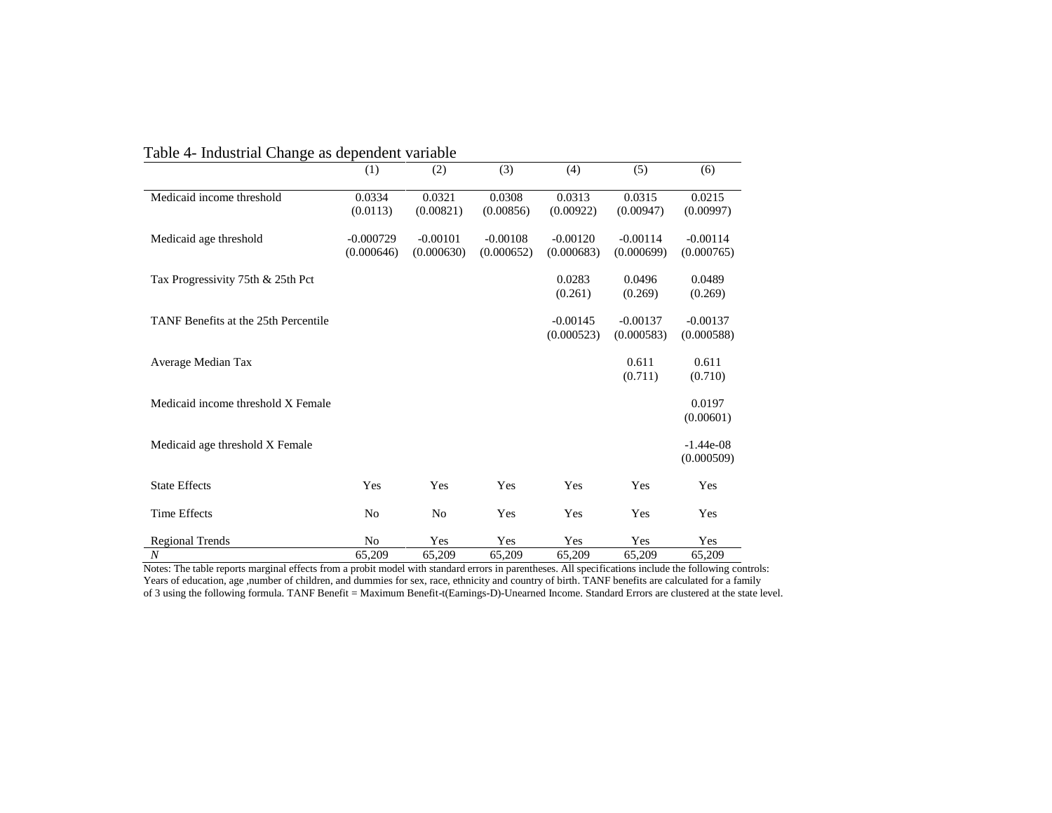Table 4- Industrial Change as dependent variable

| | (1) | (2) | (3) | (4) | (5) | (6) |
|---|---|---|---|---|---|---|
| Medicaid income threshold | 0.0334 | 0.0321 | 0.0308 | 0.0313 | 0.0315 | 0.0215 |
| | (0.0113) | (0.00821) | (0.00856) | (0.00922) | (0.00947) | (0.00997) |
| Medicaid age threshold | -0.000729 | -0.00101 | -0.00108 | -0.00120 | -0.00114 | -0.00114 |
| | (0.000646) | (0.000630) | (0.000652) | (0.000683) | (0.000699) | (0.000765) |
| Tax Progressivity 75th & 25th Pct | | | | 0.0283 | 0.0496 | 0.0489 |
| | | | | (0.261) | (0.269) | (0.269) |
| TANF Benefits at the 25th Percentile | | | | -0.00145 | -0.00137 | -0.00137 |
| | | | | (0.000523) | (0.000583) | (0.000588) |
| Average Median Tax | | | | | 0.611 | 0.611 |
| | | | | | (0.711) | (0.710) |
| Medicaid income threshold X Female | | | | | | 0.0197 |
| | | | | | | (0.00601) |
| Medicaid age threshold X Female | | | | | | -1.44e-08 |
| | | | | | | (0.000509) |
| State Effects | Yes | Yes | Yes | Yes | Yes | Yes |
| Time Effects | No | No | Yes | Yes | Yes | Yes |
| Regional Trends | No | Yes | Yes | Yes | Yes | Yes |
| *N* | 65,209 | 65,209 | 65,209 | 65,209 | 65,209 | 65,209 |

Notes: The table reports marginal effects from a probit model with standard errors in parentheses. All specifications include the following controls: Years of education, age ,number of children, and dummies for sex, race, ethnicity and country of birth. TANF benefits are calculated for a family of 3 using the following formula. TANF Benefit = Maximum Benefit-t(Earnings-D)-Unearned Income. Standard Errors are clustered at the state level.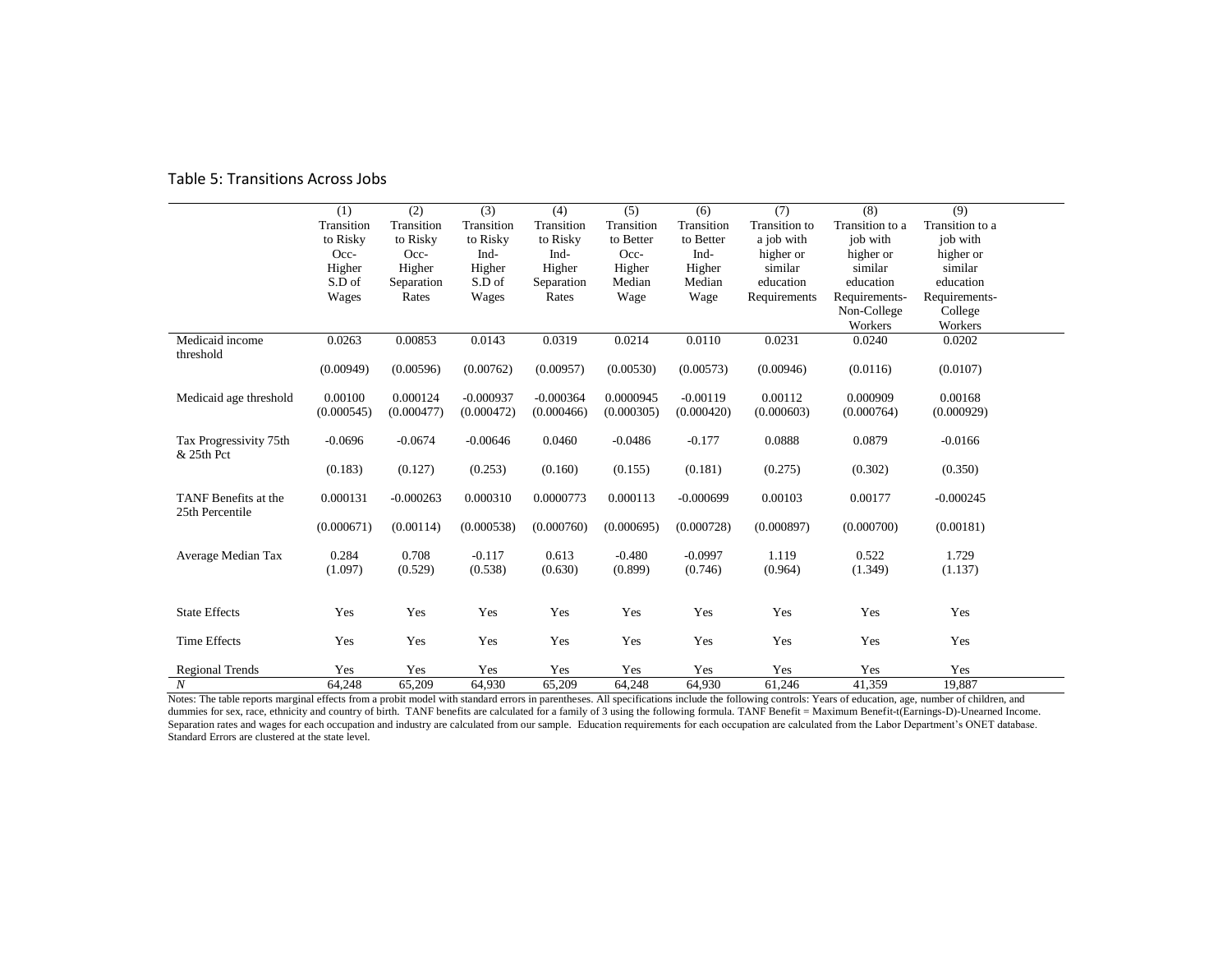Table 5: Transitions Across Jobs

| | (1) Transition to Risky Occ-Higher S.D of Wages | (2) Transition to Risky Occ-Higher Separation Rates | (3) Transition to Risky Ind-Higher S.D of Wages | (4) Transition to Risky Ind-Higher Separation Rates | (5) Transition to Better Occ-Higher Median Wage | (6) Transition to Better Ind-Higher Median Wage | (7) Transition to a job with higher or similar education Requirements | (8) Transition to a job with higher or similar education Requirements-Non-College Workers | (9) Transition to a job with higher or similar education Requirements-College Workers |
|---|---|---|---|---|---|---|---|---|---|
| Medicaid income threshold | 0.0263 | 0.00853 | 0.0143 | 0.0319 | 0.0214 | 0.0110 | 0.0231 | 0.0240 | 0.0202 |
| | (0.00949) | (0.00596) | (0.00762) | (0.00957) | (0.00530) | (0.00573) | (0.00946) | (0.0116) | (0.0107) |
| Medicaid age threshold | 0.00100 | 0.000124 | -0.000937 | -0.000364 | 0.0000945 | -0.00119 | 0.00112 | 0.000909 | 0.00168 |
| | (0.000545) | (0.000477) | (0.000472) | (0.000466) | (0.000305) | (0.000420) | (0.000603) | (0.000764) | (0.000929) |
| Tax Progressivity 75th & 25th Pct | -0.0696 | -0.0674 | -0.00646 | 0.0460 | -0.0486 | -0.177 | 0.0888 | 0.0879 | -0.0166 |
| | (0.183) | (0.127) | (0.253) | (0.160) | (0.155) | (0.181) | (0.275) | (0.302) | (0.350) |
| TANF Benefits at the 25th Percentile | 0.000131 | -0.000263 | 0.000310 | 0.0000773 | 0.000113 | -0.000699 | 0.00103 | 0.00177 | -0.000245 |
| | (0.000671) | (0.00114) | (0.000538) | (0.000760) | (0.000695) | (0.000728) | (0.000897) | (0.000700) | (0.00181) |
| Average Median Tax | 0.284 | 0.708 | -0.117 | 0.613 | -0.480 | -0.0997 | 1.119 | 0.522 | 1.729 |
| | (1.097) | (0.529) | (0.538) | (0.630) | (0.899) | (0.746) | (0.964) | (1.349) | (1.137) |
| State Effects | Yes | Yes | Yes | Yes | Yes | Yes | Yes | Yes | Yes |
| Time Effects | Yes | Yes | Yes | Yes | Yes | Yes | Yes | Yes | Yes |
| Regional Trends | Yes | Yes | Yes | Yes | Yes | Yes | Yes | Yes | Yes |
| *N* | 64,248 | 65,209 | 64,930 | 65,209 | 64,248 | 64,930 | 61,246 | 41,359 | 19,887 |

Notes: The table reports marginal effects from a probit model with standard errors in parentheses. All specifications include the following controls: Years of education, age, number of children, and dummies for sex, race, ethnicity and country of birth. TANF benefits are calculated for a family of 3 using the following formula. TANF Benefit = Maximum Benefit-t(Earnings-D)-Unearned Income. Separation rates and wages for each occupation and industry are calculated from our sample. Education requirements for each occupation are calculated from the Labor Department's ONET database. Standard Errors are clustered at the state level.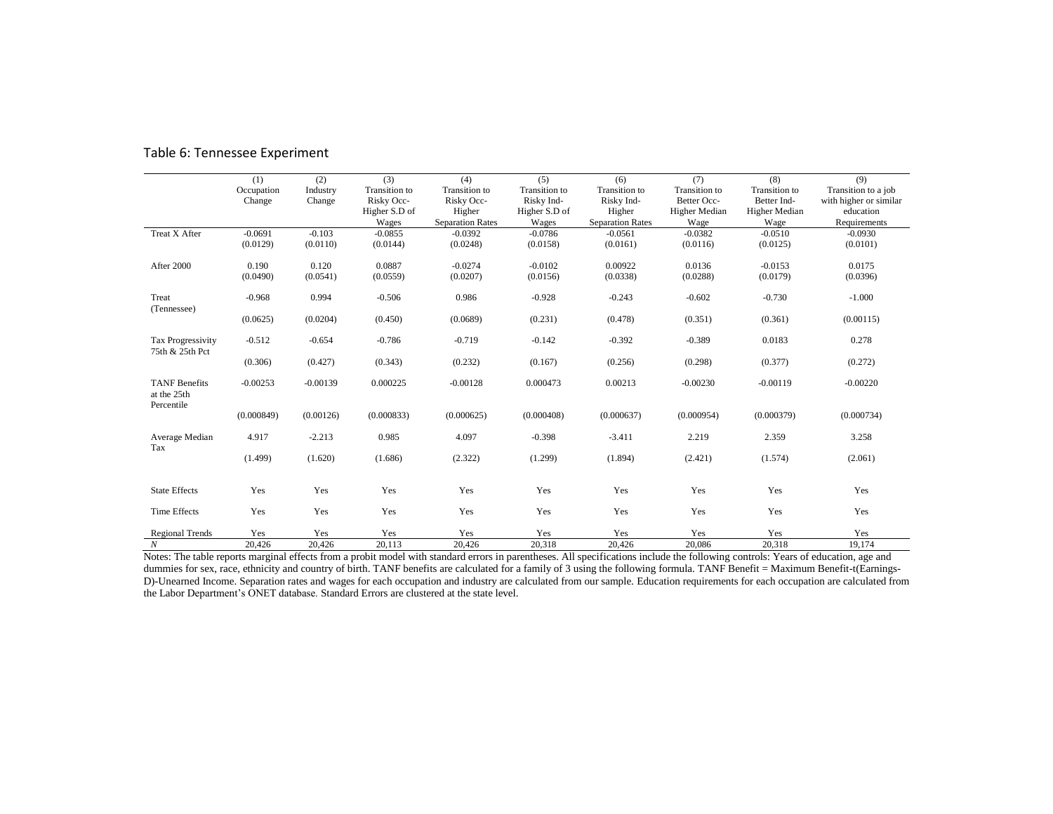Table 6: Tennessee Experiment

| | (1) Occupation Change | (2) Industry Change | (3) Transition to Risky Occ-Higher S.D of Wages | (4) Transition to Risky Occ-Higher Separation Rates | (5) Transition to Risky Ind-Higher S.D of Wages | (6) Transition to Risky Ind-Higher Separation Rates | (7) Transition to Better Occ-Higher Median Wage | (8) Transition to Better Ind-Higher Median Wage | (9) Transition to a job with higher or similar education Requirements |
|---|---|---|---|---|---|---|---|---|---|
| Treat X After | -0.0691 | -0.103 | -0.0855 | -0.0392 | -0.0786 | -0.0561 | -0.0382 | -0.0510 | -0.0930 |
| | (0.0129) | (0.0110) | (0.0144) | (0.0248) | (0.0158) | (0.0161) | (0.0116) | (0.0125) | (0.0101) |
| After 2000 | 0.190 | 0.120 | 0.0887 | -0.0274 | -0.0102 | 0.00922 | 0.0136 | -0.0153 | 0.0175 |
| | (0.0490) | (0.0541) | (0.0559) | (0.0207) | (0.0156) | (0.0338) | (0.0288) | (0.0179) | (0.0396) |
| Treat (Tennessee) | -0.968 | 0.994 | -0.506 | 0.986 | -0.928 | -0.243 | -0.602 | -0.730 | -1.000 |
| | (0.0625) | (0.0204) | (0.450) | (0.0689) | (0.231) | (0.478) | (0.351) | (0.361) | (0.00115) |
| Tax Progressivity 75th & 25th Pct | -0.512 | -0.654 | -0.786 | -0.719 | -0.142 | -0.392 | -0.389 | 0.0183 | 0.278 |
| | (0.306) | (0.427) | (0.343) | (0.232) | (0.167) | (0.256) | (0.298) | (0.377) | (0.272) |
| TANF Benefits at the 25th Percentile | -0.00253 | -0.00139 | 0.000225 | -0.00128 | 0.000473 | 0.00213 | -0.00230 | -0.00119 | -0.00220 |
| | (0.000849) | (0.00126) | (0.000833) | (0.000625) | (0.000408) | (0.000637) | (0.000954) | (0.000379) | (0.000734) |
| Average Median Tax | 4.917 | -2.213 | 0.985 | 4.097 | -0.398 | -3.411 | 2.219 | 2.359 | 3.258 |
| | (1.499) | (1.620) | (1.686) | (2.322) | (1.299) | (1.894) | (2.421) | (1.574) | (2.061) |
| State Effects | Yes | Yes | Yes | Yes | Yes | Yes | Yes | Yes | Yes |
| Time Effects | Yes | Yes | Yes | Yes | Yes | Yes | Yes | Yes | Yes |
| Regional Trends | Yes | Yes | Yes | Yes | Yes | Yes | Yes | Yes | Yes |
| *N* | 20,426 | 20,426 | 20,113 | 20,426 | 20,318 | 20,426 | 20,086 | 20,318 | 19,174 |

Notes: The table reports marginal effects from a probit model with standard errors in parentheses. All specifications include the following controls: Years of education, age and dummies for sex, race, ethnicity and country of birth. TANF benefits are calculated for a family of 3 using the following formula. TANF Benefit = Maximum Benefit-t(Earnings-D)-Unearned Income. Separation rates and wages for each occupation and industry are calculated from our sample. Education requirements for each occupation are calculated from the Labor Department's ONET database. Standard Errors are clustered at the state level.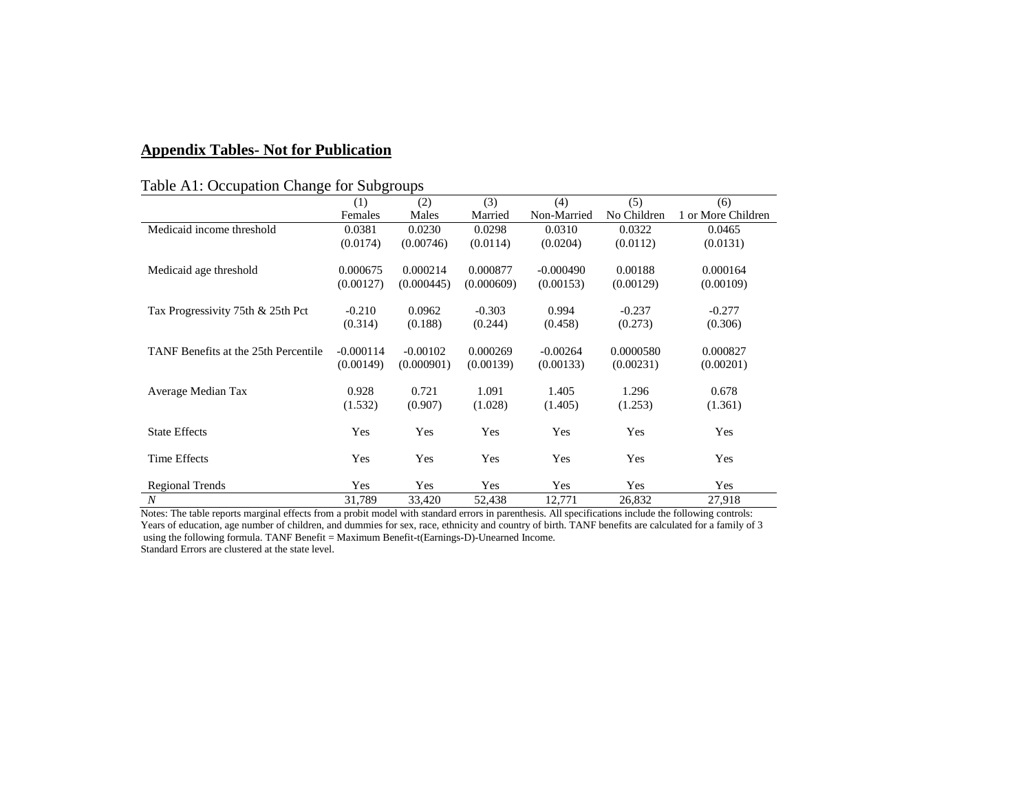**Appendix Tables- Not for Publication**

Table A1: Occupation Change for Subgroups

| | (1)<br>Females | (2)<br>Males | (3)<br>Married | (4)<br>Non-Married | (5)<br>No Children | (6)<br>1 or More Children |
|---|---|---|---|---|---|---|
| Medicaid income threshold | 0.0381 | 0.0230 | 0.0298 | 0.0310 | 0.0322 | 0.0465 |
| | (0.0174) | (0.00746) | (0.0114) | (0.0204) | (0.0112) | (0.0131) |
| Medicaid age threshold | 0.000675 | 0.000214 | 0.000877 | -0.000490 | 0.00188 | 0.000164 |
| | (0.00127) | (0.000445) | (0.000609) | (0.00153) | (0.00129) | (0.00109) |
| Tax Progressivity 75th & 25th Pct | -0.210 | 0.0962 | -0.303 | 0.994 | -0.237 | -0.277 |
| | (0.314) | (0.188) | (0.244) | (0.458) | (0.273) | (0.306) |
| TANF Benefits at the 25th Percentile | -0.000114 | -0.00102 | 0.000269 | -0.00264 | 0.0000580 | 0.000827 |
| | (0.00149) | (0.000901) | (0.00139) | (0.00133) | (0.00231) | (0.00201) |
| Average Median Tax | 0.928 | 0.721 | 1.091 | 1.405 | 1.296 | 0.678 |
| | (1.532) | (0.907) | (1.028) | (1.405) | (1.253) | (1.361) |
| State Effects | Yes | Yes | Yes | Yes | Yes | Yes |
| Time Effects | Yes | Yes | Yes | Yes | Yes | Yes |
| Regional Trends | Yes | Yes | Yes | Yes | Yes | Yes |
| *N* | 31,789 | 33,420 | 52,438 | 12,771 | 26,832 | 27,918 |

Notes: The table reports marginal effects from a probit model with standard errors in parenthesis. All specifications include the following controls: Years of education, age number of children, and dummies for sex, race, ethnicity and country of birth. TANF benefits are calculated for a family of 3 using the following formula. TANF Benefit = Maximum Benefit-t(Earnings-D)-Unearned Income.
Standard Errors are clustered at the state level.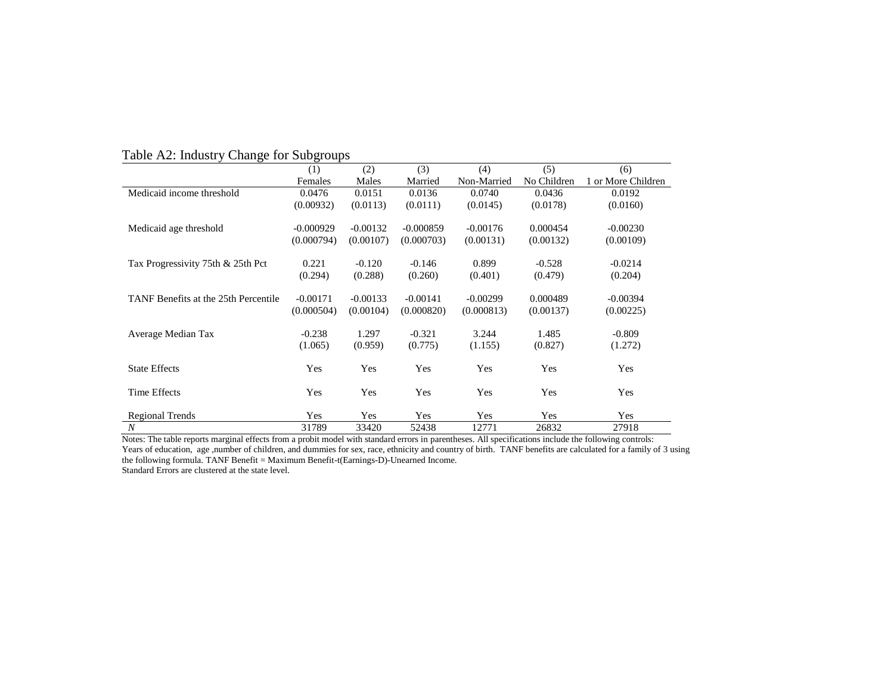Table A2: Industry Change for Subgroups

| | (1) | (2) | (3) | (4) | (5) | (6) |
|---|---|---|---|---|---|---|
| | Females | Males | Married | Non-Married | No Children | 1 or More Children |
| Medicaid income threshold | 0.0476 | 0.0151 | 0.0136 | 0.0740 | 0.0436 | 0.0192 |
| | (0.00932) | (0.0113) | (0.0111) | (0.0145) | (0.0178) | (0.0160) |
| Medicaid age threshold | -0.000929 | -0.00132 | -0.000859 | -0.00176 | 0.000454 | -0.00230 |
| | (0.000794) | (0.00107) | (0.000703) | (0.00131) | (0.00132) | (0.00109) |
| Tax Progressivity 75th & 25th Pct | 0.221 | -0.120 | -0.146 | 0.899 | -0.528 | -0.0214 |
| | (0.294) | (0.288) | (0.260) | (0.401) | (0.479) | (0.204) |
| TANF Benefits at the 25th Percentile | -0.00171 | -0.00133 | -0.00141 | -0.00299 | 0.000489 | -0.00394 |
| | (0.000504) | (0.00104) | (0.000820) | (0.000813) | (0.00137) | (0.00225) |
| Average Median Tax | -0.238 | 1.297 | -0.321 | 3.244 | 1.485 | -0.809 |
| | (1.065) | (0.959) | (0.775) | (1.155) | (0.827) | (1.272) |
| State Effects | Yes | Yes | Yes | Yes | Yes | Yes |
| Time Effects | Yes | Yes | Yes | Yes | Yes | Yes |
| Regional Trends | Yes | Yes | Yes | Yes | Yes | Yes |
| *N* | 31789 | 33420 | 52438 | 12771 | 26832 | 27918 |

Notes: The table reports marginal effects from a probit model with standard errors in parentheses. All specifications include the following controls: Years of education, age ,number of children, and dummies for sex, race, ethnicity and country of birth. TANF benefits are calculated for a family of 3 using the following formula. TANF Benefit = Maximum Benefit-t(Earnings-D)-Unearned Income.
Standard Errors are clustered at the state level.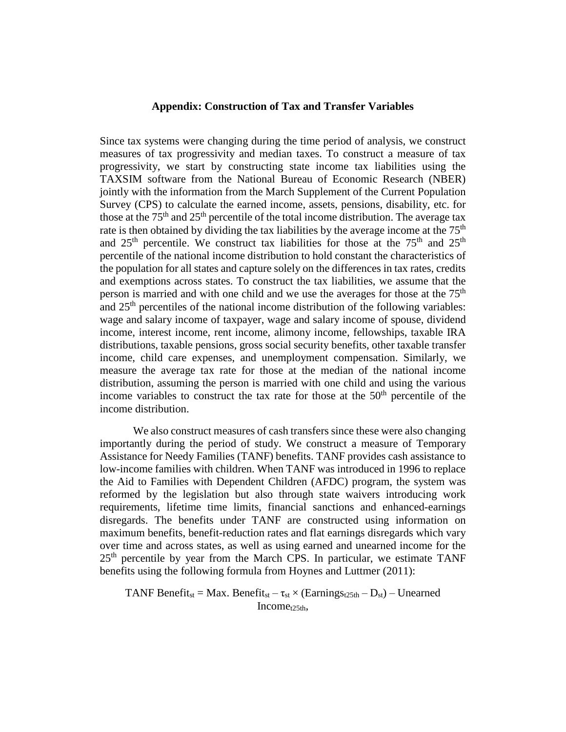## Appendix: Construction of Tax and Transfer Variables

Since tax systems were changing during the time period of analysis, we construct measures of tax progressivity and median taxes. To construct a measure of tax progressivity, we start by constructing state income tax liabilities using the TAXSIM software from the National Bureau of Economic Research (NBER) jointly with the information from the March Supplement of the Current Population Survey (CPS) to calculate the earned income, assets, pensions, disability, etc. for those at the 75th and 25th percentile of the total income distribution. The average tax rate is then obtained by dividing the tax liabilities by the average income at the 75th and 25th percentile. We construct tax liabilities for those at the 75th and 25th percentile of the national income distribution to hold constant the characteristics of the population for all states and capture solely on the differences in tax rates, credits and exemptions across states. To construct the tax liabilities, we assume that the person is married and with one child and we use the averages for those at the 75th and 25th percentiles of the national income distribution of the following variables: wage and salary income of taxpayer, wage and salary income of spouse, dividend income, interest income, rent income, alimony income, fellowships, taxable IRA distributions, taxable pensions, gross social security benefits, other taxable transfer income, child care expenses, and unemployment compensation. Similarly, we measure the average tax rate for those at the median of the national income distribution, assuming the person is married with one child and using the various income variables to construct the tax rate for those at the 50th percentile of the income distribution.

We also construct measures of cash transfers since these were also changing importantly during the period of study. We construct a measure of Temporary Assistance for Needy Families (TANF) benefits. TANF provides cash assistance to low-income families with children. When TANF was introduced in 1996 to replace the Aid to Families with Dependent Children (AFDC) program, the system was reformed by the legislation but also through state waivers introducing work requirements, lifetime time limits, financial sanctions and enhanced-earnings disregards. The benefits under TANF are constructed using information on maximum benefits, benefit-reduction rates and flat earnings disregards which vary over time and across states, as well as using earned and unearned income for the 25th percentile by year from the March CPS. In particular, we estimate TANF benefits using the following formula from Hoynes and Luttmer (2011):

$$\text{TANF Benefit}_{st} = \text{Max. Benefit}_{st} - \tau_{st} \times (\text{Earnings}_{t25th} - D_{st}) - \text{Unearned Income}_{t25th},$$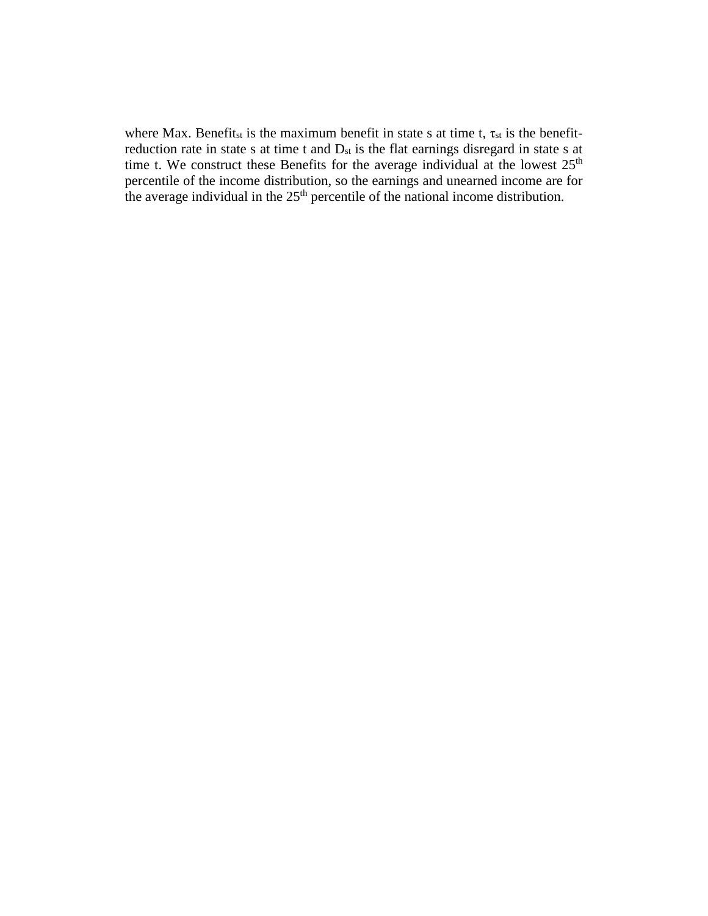where Max. $Benefit_{st}$ is the maximum benefit in state s at time t, $\tau_{st}$ is the benefit-reduction rate in state s at time t and $D_{st}$ is the flat earnings disregard in state s at time t. We construct these Benefits for the average individual at the lowest 25th percentile of the income distribution, so the earnings and unearned income are for the average individual in the 25th percentile of the national income distribution.